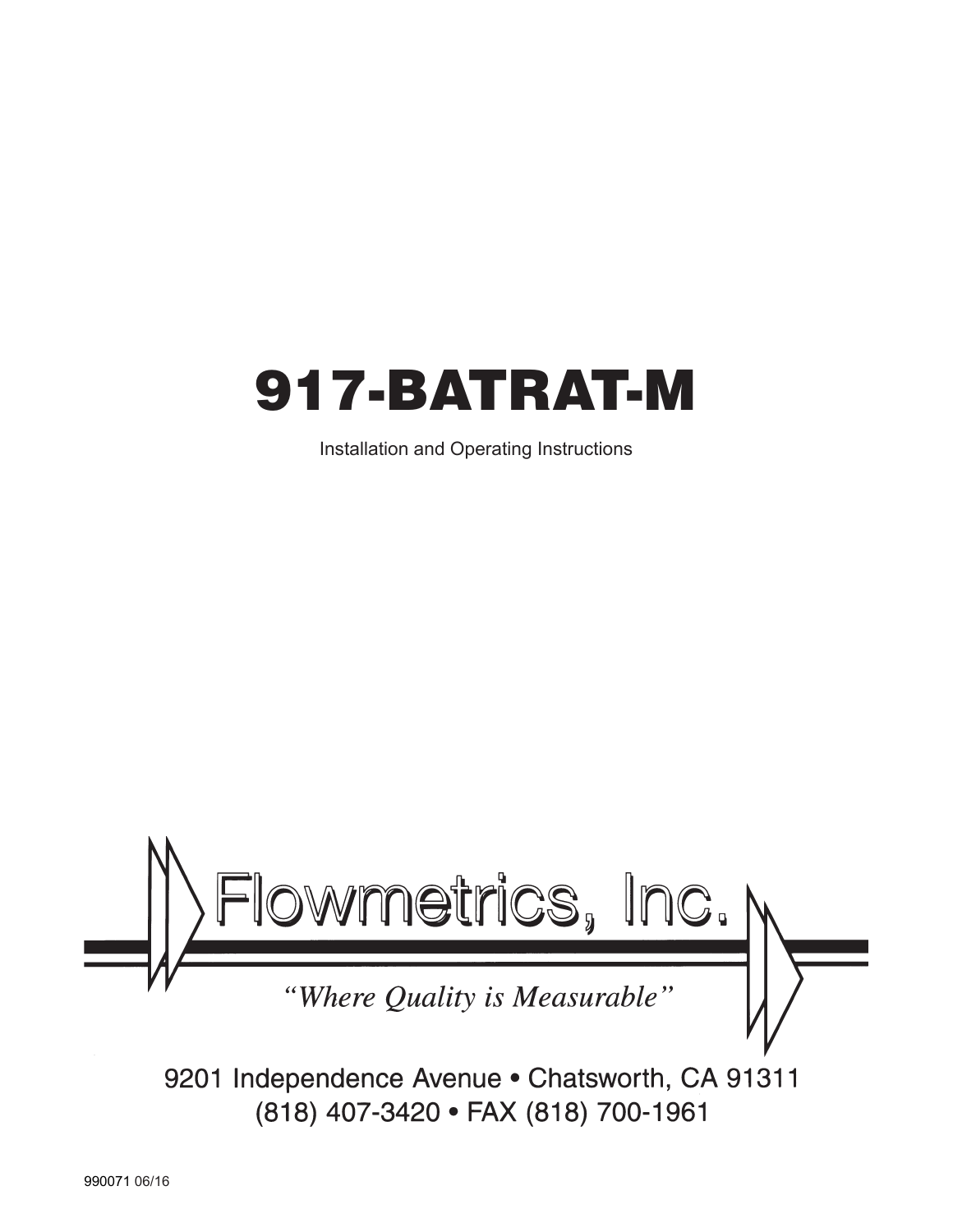# 917-BATRAT-M

Installation and Operating Instructions

Flowmetrics, Inc.

*"Where Quality is Measurable"*

9201 Independence Avenue • Chatsworth, CA 91311
(818) 407-3420 • FAX (818) 700-1961

990071 06/16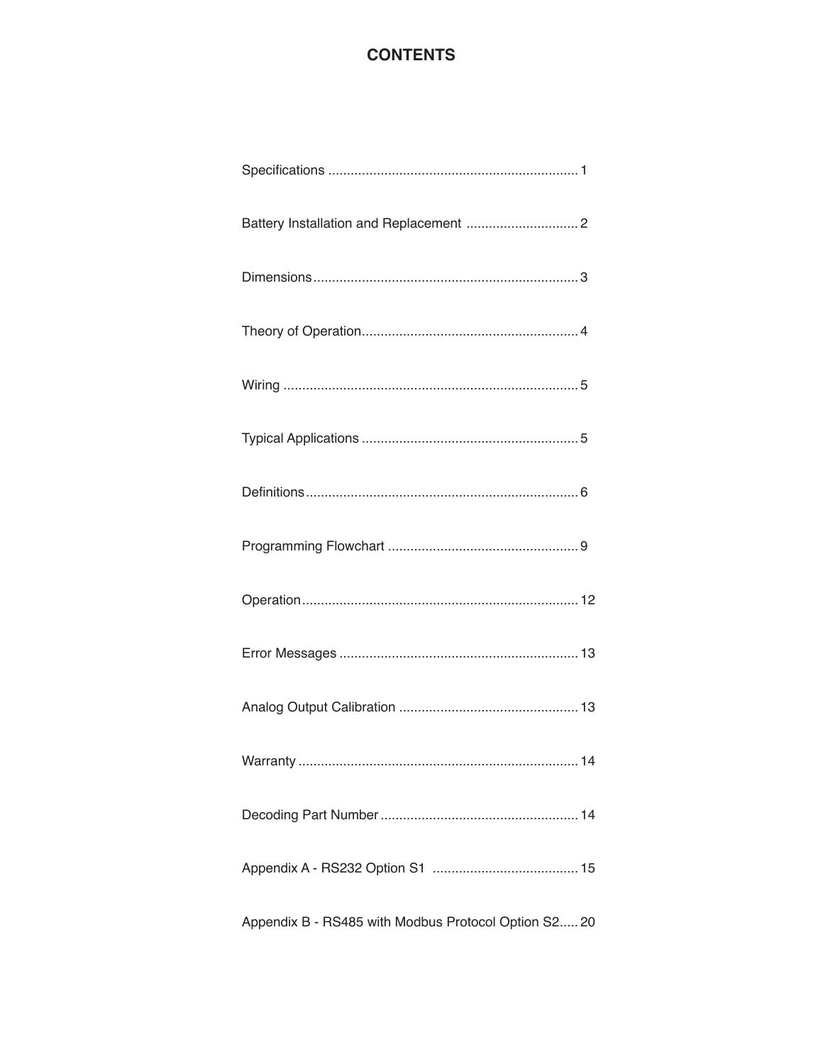# CONTENTS

Specifications .................................................................. 1

Battery Installation and Replacement .............................. 2

Dimensions...................................................................... 3

Theory of Operation......................................................... 4

Wiring .............................................................................. 5

Typical Applications ......................................................... 5

Definitions........................................................................ 6

Programming Flowchart .................................................. 9

Operation......................................................................... 12

Error Messages ............................................................... 13

Analog Output Calibration ............................................... 13

Warranty .......................................................................... 14

Decoding Part Number .................................................... 14

Appendix A - RS232 Option S1 ....................................... 15

Appendix B - RS485 with Modbus Protocol Option S2..... 20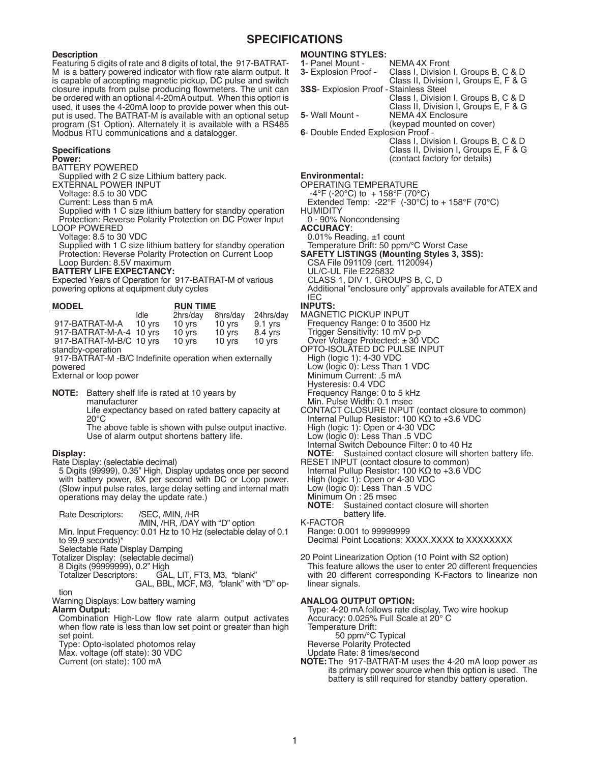# SPECIFICATIONS

### Description

Featuring 5 digits of rate and 8 digits of total, the 917-BATRAT-M is a battery powered indicator with flow rate alarm output. It is capable of accepting magnetic pickup, DC pulse and switch closure inputs from pulse producing flowmeters. The unit can be ordered with an optional 4-20mA output. When this option is used, it uses the 4-20mA loop to provide power when this output is used. The BATRAT-M is available with an optional setup program (S1 Option). Alternately it is available with a RS485 Modbus RTU communications and a datalogger.

### Specifications

**Power:**

BATTERY POWERED
 Supplied with 2 C size Lithium battery pack.

EXTERNAL POWER INPUT
 Voltage: 8.5 to 30 VDC
 Current: Less than 5 mA
 Supplied with 1 C size lithium battery for standby operation
 Protection: Reverse Polarity Protection on DC Power Input

LOOP POWERED
 Voltage: 8.5 to 30 VDC
 Supplied with 1 C size lithium battery for standby operation
 Protection: Reverse Polarity Protection on Current Loop
 Loop Burden: 8.5V maximum

**BATTERY LIFE EXPECTANCY:**

Expected Years of Operation for 917-BATRAT-M of various powering options at equipment duty cycles

| MODEL | RUN TIME | | | |
|---|---|---|---|---|
| | Idle | 2hrs/day | 8hrs/day | 24hrs/day |
| 917-BATRAT-M-A | 10 yrs | 10 yrs | 10 yrs | 9.1 yrs |
| 917-BATRAT-M-A-4 | 10 yrs | 10 yrs | 10 yrs | 8.4 yrs |
| 917-BATRAT-M-B/C | 10 yrs | 10 yrs | 10 yrs | 10 yrs |

standby-operation
 917-BATRAT-M -B/C Indefinite operation when externally powered
External or loop power

**NOTE:** Battery shelf life is rated at 10 years by manufacturer
Life expectancy based on rated battery capacity at 20°C
The above table is shown with pulse output inactive. Use of alarm output shortens battery life.

### Display:

Rate Display: (selectable decimal)
 5 Digits (99999), 0.35" High, Display updates once per second with battery power, 8X per second with DC or Loop power. (Slow input pulse rates, large delay setting and internal math operations may delay the update rate.)

 Rate Descriptors: /SEC, /MIN, /HR
 /MIN, /HR, /DAY with "D" option
 Min. Input Frequency: 0.01 Hz to 10 Hz (selectable delay of 0.1 to 99.9 seconds)*
 Selectable Rate Display Damping

Totalizer Display: (selectable decimal)
 8 Digits (99999999), 0.2" High
 Totalizer Descriptors: GAL, LIT, FT3, M3, "blank"
 GAL, BBL, MCF, M3, "blank" with "D" option

Warning Displays: Low battery warning

**Alarm Output:**
 Combination High-Low flow rate alarm output activates when flow rate is less than low set point or greater than high set point.
 Type: Opto-isolated photomos relay
 Max. voltage (off state): 30 VDC
 Current (on state): 100 mA

### MOUNTING STYLES:

**1**- Panel Mount - NEMA 4X Front
**3**- Explosion Proof - Class I, Division I, Groups B, C & D
 Class II, Division I, Groups E, F & G
**3SS**- Explosion Proof - Stainless Steel
 Class I, Division I, Groups B, C & D
 Class II, Division I, Groups E, F & G
**5**- Wall Mount - NEMA 4X Enclosure
 (keypad mounted on cover)
**6**- Double Ended Explosion Proof -
 Class I, Division I, Groups B, C & D
 Class II, Division I, Groups E, F & G
 (contact factory for details)

### Environmental:

OPERATING TEMPERATURE
 -4°F (-20°C) to + 158°F (70°C)
 Extended Temp: -22°F (-30°C) to + 158°F (70°C)

HUMIDITY
 0 - 90% Noncondensing

**ACCURACY**:
 0.01% Reading, ±1 count
 Temperature Drift: 50 ppm/°C Worst Case

**SAFETY LISTINGS (Mounting Styles 3, 3SS):**
 CSA File 091109 (cert. 1120094)
 UL/C-UL File E225832
 CLASS 1, DIV 1, GROUPS B, C, D
 Additional "enclosure only" approvals available for ATEX and IEC

**INPUTS:**

MAGNETIC PICKUP INPUT
 Frequency Range: 0 to 3500 Hz
 Trigger Sensitivity: 10 mV p-p
 Over Voltage Protected: ± 30 VDC

OPTO-ISOLATED DC PULSE INPUT
 High (logic 1): 4-30 VDC
 Low (logic 0): Less Than 1 VDC
 Minimum Current: .5 mA
 Hysteresis: 0.4 VDC
 Frequency Range: 0 to 5 kHz
 Min. Pulse Width: 0.1 msec

CONTACT CLOSURE INPUT (contact closure to common)
 Internal Pullup Resistor: 100 KΩ to +3.6 VDC
 High (logic 1): Open or 4-30 VDC
 Low (logic 0): Less Than .5 VDC
 Internal Switch Debounce Filter: 0 to 40 Hz
 **NOTE**: Sustained contact closure will shorten battery life.

RESET INPUT (contact closure to common)
 Internal Pullup Resistor: 100 KΩ to +3.6 VDC
 High (logic 1): Open or 4-30 VDC
 Low (logic 0): Less Than .5 VDC
 Minimum On : 25 msec
 **NOTE**: Sustained contact closure will shorten battery life.

K-FACTOR
 Range: 0.001 to 99999999
 Decimal Point Locations: XXXX.XXXX to XXXXXXXX

20 Point Linearization Option (10 Point with S2 option)
 This feature allows the user to enter 20 different frequencies with 20 different corresponding K-Factors to linearize non linear signals.

### ANALOG OUTPUT OPTION:

 Type: 4-20 mA follows rate display, Two wire hookup
 Accuracy: 0.025% Full Scale at 20° C
 Temperature Drift:
 50 ppm/°C Typical
 Reverse Polarity Protected
 Update Rate: 8 times/second

**NOTE:** The 917-BATRAT-M uses the 4-20 mA loop power as its primary power source when this option is used. The battery is still required for standby battery operation.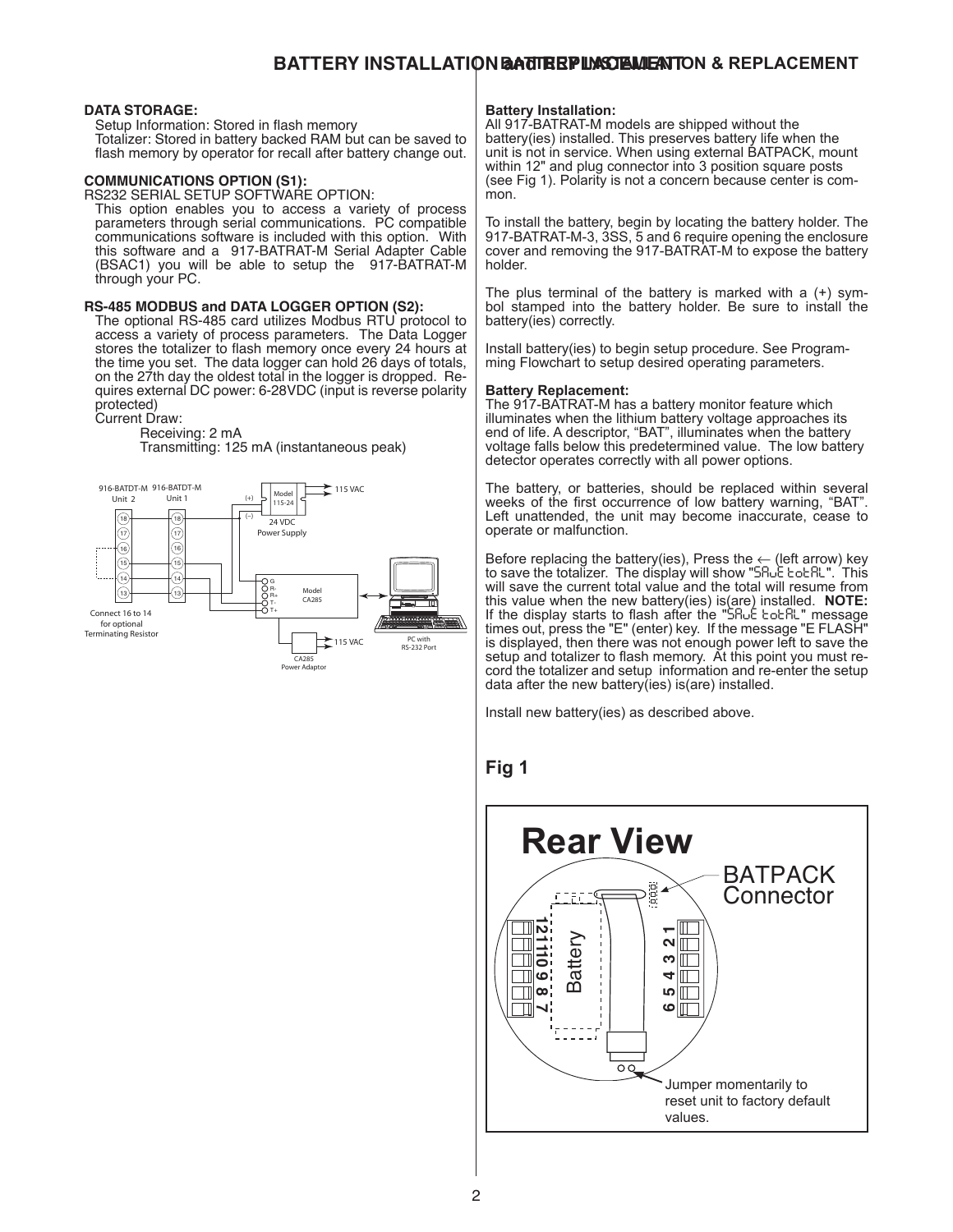## DATA STORAGE:

Setup Information: Stored in flash memory
Totalizer: Stored in battery backed RAM but can be saved to flash memory by operator for recall after battery change out.

## COMMUNICATIONS OPTION (S1):

RS232 SERIAL SETUP SOFTWARE OPTION:
This option enables you to access a variety of process parameters through serial communications. PC compatible communications software is included with this option. With this software and a 917-BATRAT-M Serial Adapter Cable (BSAC1) you will be able to setup the 917-BATRAT-M through your PC.

## RS-485 MODBUS and DATA LOGGER OPTION (S2):

The optional RS-485 card utilizes Modbus RTU protocol to access a variety of process parameters. The Data Logger stores the totalizer to flash memory once every 24 hours at the time you set. The data logger can hold 26 days of totals, on the 27th day the oldest total in the logger is dropped. Requires external DC power: 6-28VDC (input is reverse polarity protected)
Current Draw:
Receiving: 2 mA
Transmitting: 125 mA (instantaneous peak)

916-BATDT-M Unit 2 · 916-BATDT-M Unit 1 · 18 · 17 · 16 · 15 · 14 · 13 · Connect 16 to 14 for optional Terminating Resistor · Model 115-24 · (+) · (–) · 24 VDC Power Supply · 115 VAC · G · R- · R+ · T- · T+ · Model CA285 · CA285 Power Adaptor · 115 VAC · PC with RS-232 Port

## Battery Installation:

All 917-BATRAT-M models are shipped without the battery(ies) installed. This preserves battery life when the unit is not in service. When using external BATPACK, mount within 12" and plug connector into 3 position square posts (see Fig 1). Polarity is not a concern because center is common.

To install the battery, begin by locating the battery holder. The 917-BATRAT-M-3, 3SS, 5 and 6 require opening the enclosure cover and removing the 917-BATRAT-M to expose the battery holder.

The plus terminal of the battery is marked with a (+) symbol stamped into the battery holder. Be sure to install the battery(ies) correctly.

Install battery(ies) to begin setup procedure. See Programming Flowchart to setup desired operating parameters.

## Battery Replacement:

The 917-BATRAT-M has a battery monitor feature which illuminates when the lithium battery voltage approaches its end of life. A descriptor, “BAT”, illuminates when the battery voltage falls below this predetermined value. The low battery detector operates correctly with all power options.

The battery, or batteries, should be replaced within several weeks of the first occurrence of low battery warning, “BAT”. Left unattended, the unit may become inaccurate, cease to operate or malfunction.

Before replacing the battery(ies), Press the ← (left arrow) key to save the totalizer. The display will show "SAvE totAL". This will save the current total value and the total will resume from this value when the new battery(ies) is(are) installed. **NOTE:** If the display starts to flash after the "SAvE totAL" message times out, press the "E" (enter) key. If the message "E FLASH" is displayed, then there was not enough power left to save the setup and totalizer to flash memory. At this point you must record the totalizer and setup information and re-enter the setup data after the new battery(ies) is(are) installed.

Install new battery(ies) as described above.

## Fig 1

Rear View · BATPACK Connector · Battery · 12 11 10 9 8 7 · 1 2 3 4 5 6 · Jumper momentarily to reset unit to factory default values.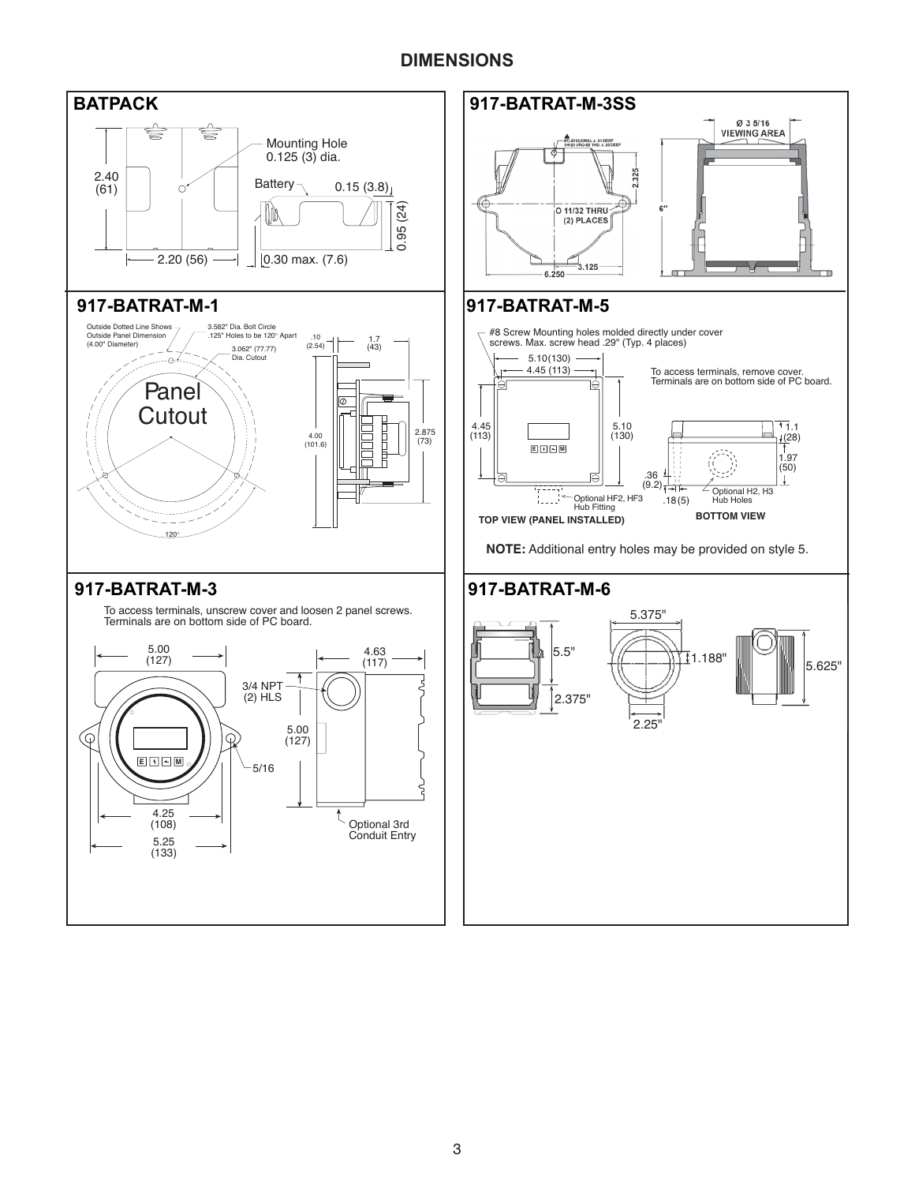## DIMENSIONS

### BATPACK

Mounting Hole 0.125 (3) dia.

2.40 (61)

Battery

0.15 (3.8)

0.95 (24)

2.20 (56)

0.30 max. (7.6)

### 917-BATRAT-M-3SS

Ø 3 5/16 VIEWING AREA

#7 (.2010) DRILL x .31 DEEP 1/4-20 UNC-2B THD. x .25 DEEP

2.325

O 11/32 THRU (2) PLACES

6"

6.250

3.125

### 917-BATRAT-M-1

Outside Dotted Line Shows Outside Panel Dimension (4.00" Diameter)

3.582" Dia. Bolt Circle .125" Holes to be 120° Apart

3.062" (77.77) Dia. Cutout

Panel Cutout

120°

.10 (2.54)

1.7 (43)

4.00 (101.6)

2.875 (73)

### 917-BATRAT-M-5

#8 Screw Mounting holes molded directly under cover screws. Max. screw head .29" (Typ. 4 places)

5.10(130)

4.45 (113)

To access terminals, remove cover. Terminals are on bottom side of PC board.

4.45 (113)

5.10 (130)

1.1 (28)

1.97 (50)

.36 (9.2)

.18 (5)

Optional HF2, HF3 Hub Fitting

Optional H2, H3 Hub Holes

TOP VIEW (PANEL INSTALLED)

BOTTOM VIEW

**NOTE:** Additional entry holes may be provided on style 5.

### 917-BATRAT-M-3

To access terminals, unscrew cover and loosen 2 panel screws. Terminals are on bottom side of PC board.

5.00 (127)

4.63 (117)

3/4 NPT (2) HLS

5.00 (127)

5/16

4.25 (108)

5.25 (133)

Optional 3rd Conduit Entry

### 917-BATRAT-M-6

5.375"

5.5"

1.188"

5.625"

2.375"

2.25"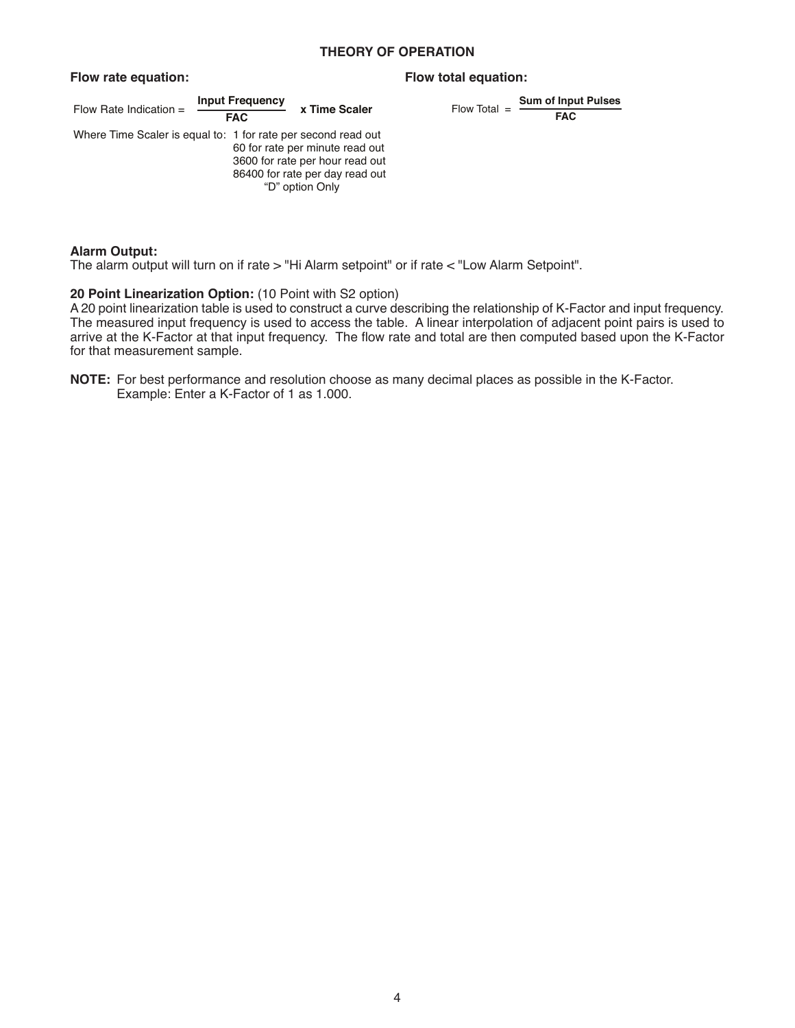## THEORY OF OPERATION

**Flow rate equation:**

$$\text{Flow Rate Indication} = \frac{\textbf{Input Frequency}}{\textbf{FAC}} \textbf{ x Time Scaler}$$

Where Time Scaler is equal to:
- 1 for rate per second read out
- 60 for rate per minute read out
- 3600 for rate per hour read out
- 86400 for rate per day read out "D" option Only

**Flow total equation:**

$$\text{Flow Total} = \frac{\textbf{Sum of Input Pulses}}{\textbf{FAC}}$$

**Alarm Output:**
The alarm output will turn on if rate > "Hi Alarm setpoint" or if rate < "Low Alarm Setpoint".

**20 Point Linearization Option:** (10 Point with S2 option)
A 20 point linearization table is used to construct a curve describing the relationship of K-Factor and input frequency. The measured input frequency is used to access the table. A linear interpolation of adjacent point pairs is used to arrive at the K-Factor at that input frequency. The flow rate and total are then computed based upon the K-Factor for that measurement sample.

**NOTE:** For best performance and resolution choose as many decimal places as possible in the K-Factor. Example: Enter a K-Factor of 1 as 1.000.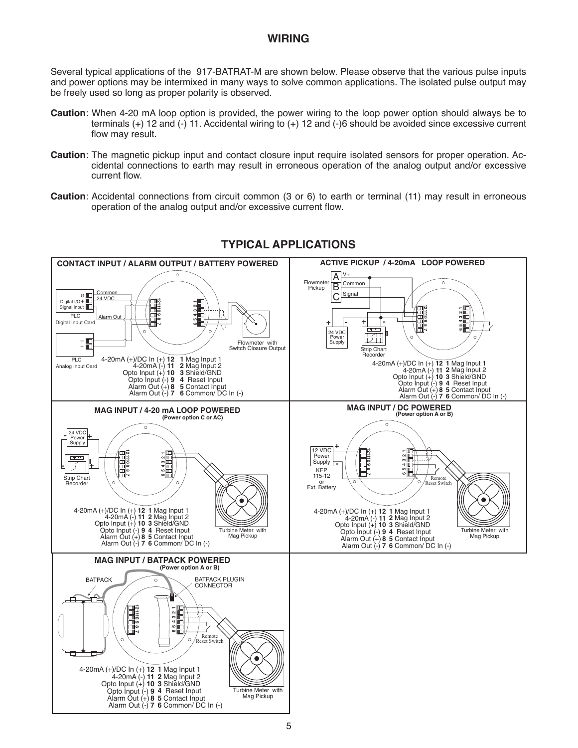## WIRING

Several typical applications of the 917-BATRAT-M are shown below. Please observe that the various pulse inputs and power options may be intermixed in many ways to solve common applications. The isolated pulse output may be freely used so long as proper polarity is observed.

**Caution**: When 4-20 mA loop option is provided, the power wiring to the loop power option should always be to terminals (+) 12 and (-) 11. Accidental wiring to (+) 12 and (-)6 should be avoided since excessive current flow may result.

**Caution**: The magnetic pickup input and contact closure input require isolated sensors for proper operation. Accidental connections to earth may result in erroneous operation of the analog output and/or excessive current flow.

**Caution**: Accidental connections from circuit common (3 or 6) to earth or terminal (11) may result in erroneous operation of the analog output and/or excessive current flow.

## TYPICAL APPLICATIONS

### CONTACT INPUT / ALARM OUTPUT / BATTERY POWERED

G, Digital I/O +, Signal Input, PLC Digital Input Card, Common, 24 VDC, Alarm Out, PLC Analog Input Card, Flowmeter with Switch Closure Output

| | |
|---|---|
| 4-20mA (+)/DC In (+) **12** | **1** Mag Input 1 |
| 4-20mA (-) **11** | **2** Mag Input 2 |
| Opto Input (+) **10** | **3** Shield/GND |
| Opto Input (-) **9** | **4** Reset Input |
| Alarm Out (+) **8** | **5** Contact Input |
| Alarm Out (-) **7** | **6** Common/ DC In (-) |

### ACTIVE PICKUP / 4-20mA LOOP POWERED

Flowmeter Pickup: A V+, B Common, C Signal; 24 VDC Power Supply; Strip Chart Recorder

| | |
|---|---|
| 4-20mA (+)/DC In (+) **12** | **1** Mag Input 1 |
| 4-20mA (-) **11** | **2** Mag Input 2 |
| Opto Input (+) **10** | **3** Shield/GND |
| Opto Input (-) **9** | **4** Reset Input |
| Alarm Out (+) **8** | **5** Contact Input |
| Alarm Out (-) **7** | **6** Common/ DC In (-) |

### MAG INPUT / 4-20 mA LOOP POWERED
**(Power option C or AC)**

24 VDC Power Supply; Strip Chart Recorder; Turbine Meter with Mag Pickup

| | |
|---|---|
| 4-20mA (+)/DC In (+) **12** | **1** Mag Input 1 |
| 4-20mA (-) **11** | **2** Mag Input 2 |
| Opto Input (+) **10** | **3** Shield/GND |
| Opto Input (-) **9** | **4** Reset Input |
| Alarm Out (+) **8** | **5** Contact Input |
| Alarm Out (-) **7** | **6** Common/ DC In (-) |

### MAG INPUT / DC POWERED
**(Power option A or B)**

12 VDC Power Supply KEP 115-12 or Ext. Battery; Remote Reset Switch; Turbine Meter with Mag Pickup

| | |
|---|---|
| 4-20mA (+)/DC In (+) **12** | **1** Mag Input 1 |
| 4-20mA (-) **11** | **2** Mag Input 2 |
| Opto Input (+) **10** | **3** Shield/GND |
| Opto Input (-) **9** | **4** Reset Input |
| Alarm Out (+) **8** | **5** Contact Input |
| Alarm Out (-) **7** | **6** Common/ DC In (-) |

### MAG INPUT / BATPACK POWERED
**(Power option A or B)**

BATPACK; BATPACK PLUGIN CONNECTOR; Remote Reset Switch; Turbine Meter with Mag Pickup

| | |
|---|---|
| 4-20mA (+)/DC In (+) **12** | **1** Mag Input 1 |
| 4-20mA (-) **11** | **2** Mag Input 2 |
| Opto Input (+) **10** | **3** Shield/GND |
| Opto Input (-) **9** | **4** Reset Input |
| Alarm Out (+) **8** | **5** Contact Input |
| Alarm Out (-) **7** | **6** Common/ DC In (-) |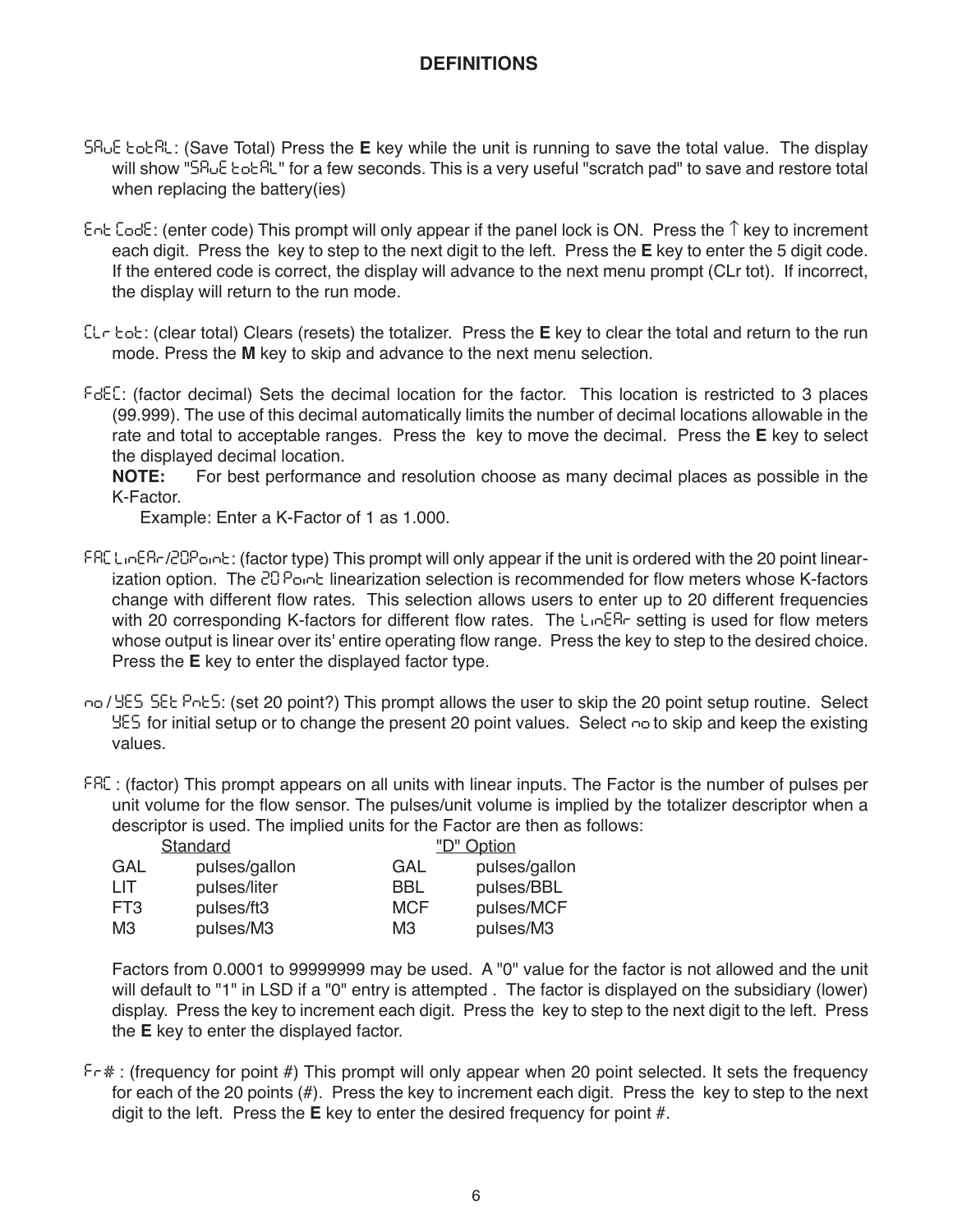## DEFINITIONS

SAvE totAL: (Save Total) Press the **E** key while the unit is running to save the total value. The display will show "SAvE totAL" for a few seconds. This is a very useful "scratch pad" to save and restore total when replacing the battery(ies)

Ent CodE: (enter code) This prompt will only appear if the panel lock is ON. Press the ↑ key to increment each digit. Press the key to step to the next digit to the left. Press the **E** key to enter the 5 digit code. If the entered code is correct, the display will advance to the next menu prompt (CLr tot). If incorrect, the display will return to the run mode.

CLr tot: (clear total) Clears (resets) the totalizer. Press the **E** key to clear the total and return to the run mode. Press the **M** key to skip and advance to the next menu selection.

FdEC: (factor decimal) Sets the decimal location for the factor. This location is restricted to 3 places (99.999). The use of this decimal automatically limits the number of decimal locations allowable in the rate and total to acceptable ranges. Press the key to move the decimal. Press the **E** key to select the displayed decimal location.
**NOTE:** For best performance and resolution choose as many decimal places as possible in the K-Factor.
Example: Enter a K-Factor of 1 as 1.000.

FAC LinEAr/20Point: (factor type) This prompt will only appear if the unit is ordered with the 20 point linearization option. The 20 Point linearization selection is recommended for flow meters whose K-factors change with different flow rates. This selection allows users to enter up to 20 different frequencies with 20 corresponding K-factors for different flow rates. The LinEAr setting is used for flow meters whose output is linear over its' entire operating flow range. Press the key to step to the desired choice. Press the **E** key to enter the displayed factor type.

no / YES SEt PntS: (set 20 point?) This prompt allows the user to skip the 20 point setup routine. Select YES for initial setup or to change the present 20 point values. Select no to skip and keep the existing values.

FAC : (factor) This prompt appears on all units with linear inputs. The Factor is the number of pulses per unit volume for the flow sensor. The pulses/unit volume is implied by the totalizer descriptor when a descriptor is used. The implied units for the Factor are then as follows:

| Standard | | "D" Option | |
|---|---|---|---|
| GAL | pulses/gallon | GAL | pulses/gallon |
| LIT | pulses/liter | BBL | pulses/BBL |
| FT3 | pulses/ft3 | MCF | pulses/MCF |
| M3 | pulses/M3 | M3 | pulses/M3 |

Factors from 0.0001 to 99999999 may be used. A "0" value for the factor is not allowed and the unit will default to "1" in LSD if a "0" entry is attempted . The factor is displayed on the subsidiary (lower) display. Press the key to increment each digit. Press the key to step to the next digit to the left. Press the **E** key to enter the displayed factor.

Fr# : (frequency for point #) This prompt will only appear when 20 point selected. It sets the frequency for each of the 20 points (#). Press the key to increment each digit. Press the key to step to the next digit to the left. Press the **E** key to enter the desired frequency for point #.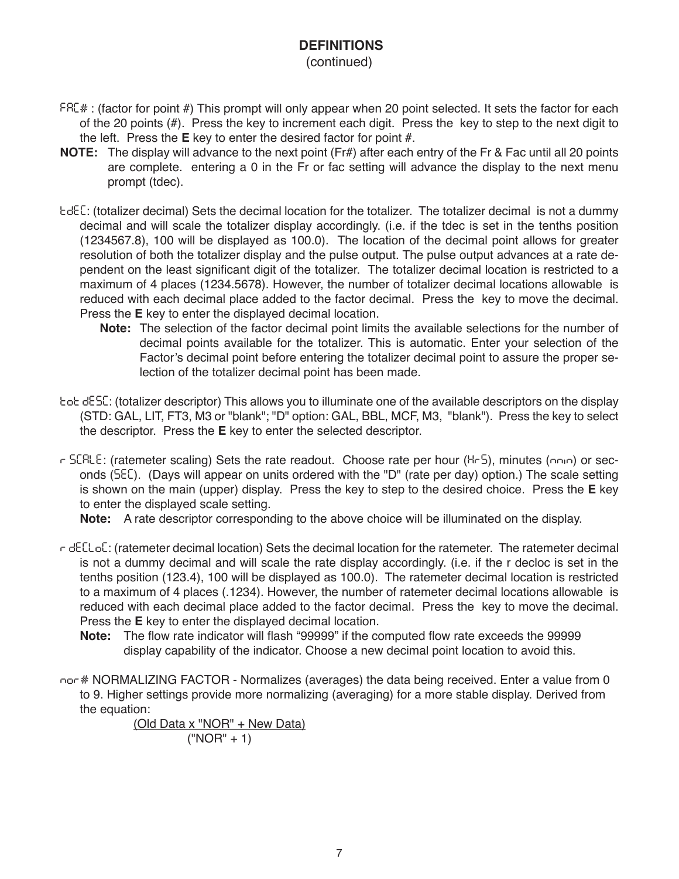## DEFINITIONS
(continued)

FAC# : (factor for point #) This prompt will only appear when 20 point selected. It sets the factor for each of the 20 points (#). Press the key to increment each digit. Press the key to step to the next digit to the left. Press the **E** key to enter the desired factor for point #.

**NOTE:** The display will advance to the next point (Fr#) after each entry of the Fr & Fac until all 20 points are complete. entering a 0 in the Fr or fac setting will advance the display to the next menu prompt (tdec).

tdEC: (totalizer decimal) Sets the decimal location for the totalizer. The totalizer decimal is not a dummy decimal and will scale the totalizer display accordingly. (i.e. if the tdec is set in the tenths position (1234567.8), 100 will be displayed as 100.0). The location of the decimal point allows for greater resolution of both the totalizer display and the pulse output. The pulse output advances at a rate dependent on the least significant digit of the totalizer. The totalizer decimal location is restricted to a maximum of 4 places (1234.5678). However, the number of totalizer decimal locations allowable is reduced with each decimal place added to the factor decimal. Press the key to move the decimal. Press the **E** key to enter the displayed decimal location.

**Note:** The selection of the factor decimal point limits the available selections for the number of decimal points available for the totalizer. This is automatic. Enter your selection of the Factor's decimal point before entering the totalizer decimal point to assure the proper selection of the totalizer decimal point has been made.

tot dESC: (totalizer descriptor) This allows you to illuminate one of the available descriptors on the display (STD: GAL, LIT, FT3, M3 or "blank"; "D" option: GAL, BBL, MCF, M3, "blank"). Press the key to select the descriptor. Press the **E** key to enter the selected descriptor.

r SCALE: (ratemeter scaling) Sets the rate readout. Choose rate per hour (HrS), minutes (min) or seconds (SEC). (Days will appear on units ordered with the "D" (rate per day) option.) The scale setting is shown on the main (upper) display. Press the key to step to the desired choice. Press the **E** key to enter the displayed scale setting.

**Note:** A rate descriptor corresponding to the above choice will be illuminated on the display.

r dECLoC: (ratemeter decimal location) Sets the decimal location for the ratemeter. The ratemeter decimal is not a dummy decimal and will scale the rate display accordingly. (i.e. if the r decloc is set in the tenths position (123.4), 100 will be displayed as 100.0). The ratemeter decimal location is restricted to a maximum of 4 places (.1234). However, the number of ratemeter decimal locations allowable is reduced with each decimal place added to the factor decimal. Press the key to move the decimal. Press the **E** key to enter the displayed decimal location.

**Note:** The flow rate indicator will flash "99999" if the computed flow rate exceeds the 99999 display capability of the indicator. Choose a new decimal point location to avoid this.

nor # NORMALIZING FACTOR - Normalizes (averages) the data being received. Enter a value from 0 to 9. Higher settings provide more normalizing (averaging) for a more stable display. Derived from the equation:

$$\frac{\text{(Old Data x "NOR" + New Data)}}{\text{("NOR" + 1)}}$$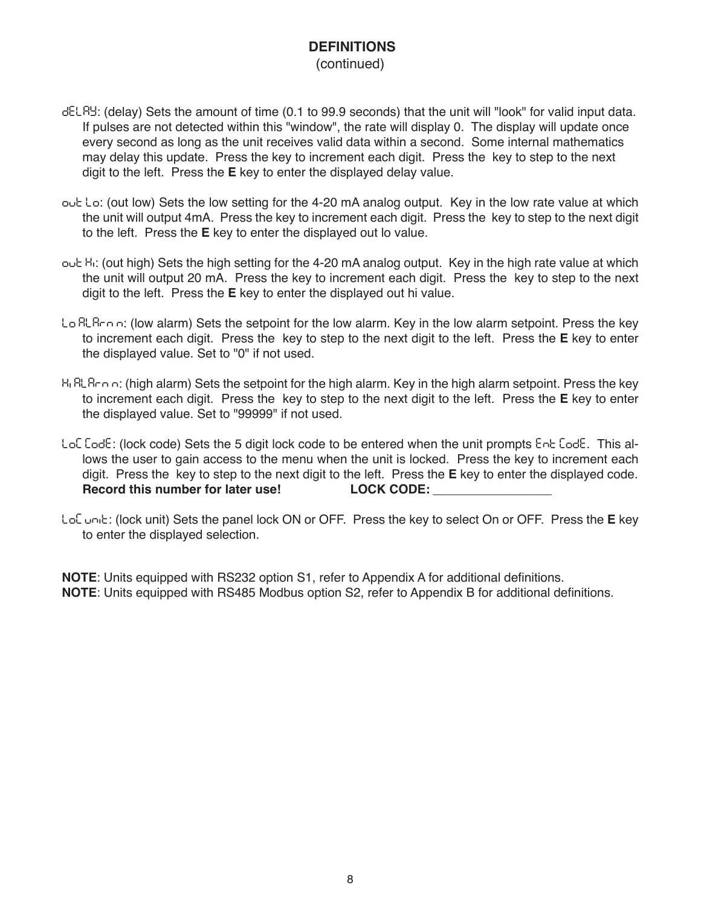## DEFINITIONS
(continued)

dELAY: (delay) Sets the amount of time (0.1 to 99.9 seconds) that the unit will "look" for valid input data. If pulses are not detected within this "window", the rate will display 0. The display will update once every second as long as the unit receives valid data within a second. Some internal mathematics may delay this update. Press the key to increment each digit. Press the key to step to the next digit to the left. Press the **E** key to enter the displayed delay value.

out Lo: (out low) Sets the low setting for the 4-20 mA analog output. Key in the low rate value at which the unit will output 4mA. Press the key to increment each digit. Press the key to step to the next digit to the left. Press the **E** key to enter the displayed out lo value.

out Hi: (out high) Sets the high setting for the 4-20 mA analog output. Key in the high rate value at which the unit will output 20 mA. Press the key to increment each digit. Press the key to step to the next digit to the left. Press the **E** key to enter the displayed out hi value.

Lo ALArm: (low alarm) Sets the setpoint for the low alarm. Key in the low alarm setpoint. Press the key to increment each digit. Press the key to step to the next digit to the left. Press the **E** key to enter the displayed value. Set to "0" if not used.

Hi ALArm: (high alarm) Sets the setpoint for the high alarm. Key in the high alarm setpoint. Press the key to increment each digit. Press the key to step to the next digit to the left. Press the **E** key to enter the displayed value. Set to "99999" if not used.

LoC CodE: (lock code) Sets the 5 digit lock code to be entered when the unit prompts Ent CodE. This allows the user to gain access to the menu when the unit is locked. Press the key to increment each digit. Press the key to step to the next digit to the left. Press the **E** key to enter the displayed code.
**Record this number for later use!** **LOCK CODE: \_\_\_\_\_\_\_\_\_\_\_\_\_\_\_\_\_**

LoC unit: (lock unit) Sets the panel lock ON or OFF. Press the key to select On or OFF. Press the **E** key to enter the displayed selection.

**NOTE**: Units equipped with RS232 option S1, refer to Appendix A for additional definitions.
**NOTE**: Units equipped with RS485 Modbus option S2, refer to Appendix B for additional definitions.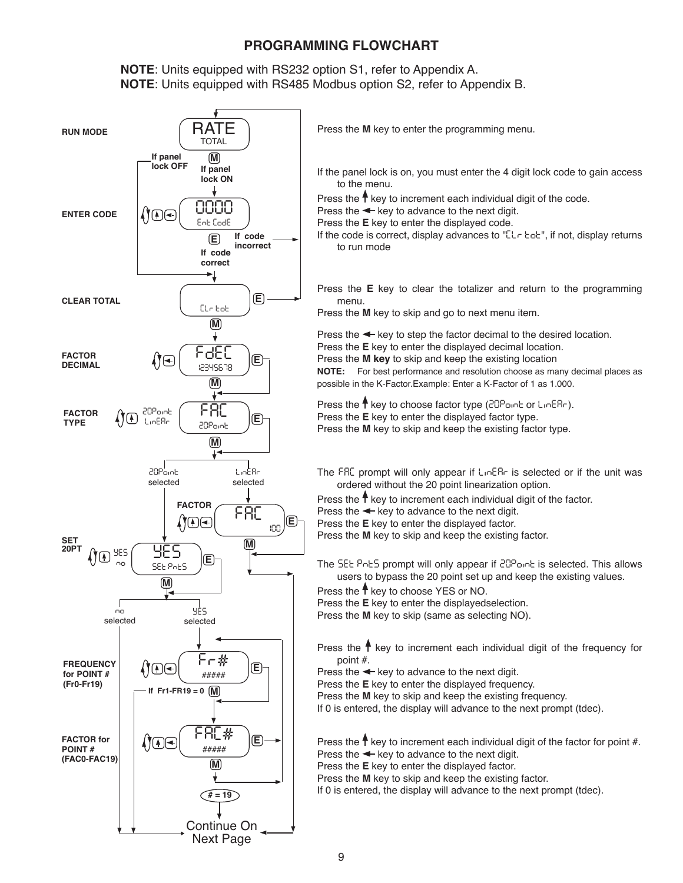## PROGRAMMING FLOWCHART

**NOTE**: Units equipped with RS232 option S1, refer to Appendix A.
**NOTE**: Units equipped with RS485 Modbus option S2, refer to Appendix B.

**RUN MODE** — RATE / TOTAL

Press the **M** key to enter the programming menu.

If panel lock OFF / If panel lock ON

**ENTER CODE** — 0000 / Ent CodE

If the panel lock is on, you must enter the 4 digit lock code to gain access to the menu.
Press the ↑ key to increment each individual digit of the code.
Press the ← key to advance to the next digit.
Press the **E** key to enter the displayed code.
If the code is correct, display advances to "CLr tot", if not, display returns to run mode

If code incorrect / If code correct

**CLEAR TOTAL** — CLr tot

Press the **E** key to clear the totalizer and return to the programming menu.
Press the **M** key to skip and go to next menu item.

**FACTOR DECIMAL** — FdEC / 12345678

Press the ← key to step the factor decimal to the desired location.
Press the **E** key to enter the displayed decimal location.
Press the **M key** to skip and keep the existing location
**NOTE:** For best performance and resolution choose as many decimal places as possible in the K-Factor.Example: Enter a K-Factor of 1 as 1.000.

**FACTOR TYPE** — FAC / 20Point (20Point, LinEAr)

Press the ↑ key to choose factor type (20Point or LinEAr).
Press the **E** key to enter the displayed factor type.
Press the **M** key to skip and keep the existing factor type.

20Point selected / LinEAr selected

**FACTOR** — FAC / 100

The FAC prompt will only appear if LinEAr is selected or if the unit was ordered without the 20 point linearization option.
Press the ↑ key to increment each individual digit of the factor.
Press the ← key to advance to the next digit.
Press the **E** key to enter the displayed factor.
Press the **M** key to skip and keep the existing factor.

**SET 20PT** — YES / SEt PntS (YES, no)

The SEt PntS prompt will only appear if 20Point is selected. This allows users to bypass the 20 point set up and keep the existing values.
Press the ↑ key to choose YES or NO.
Press the **E** key to enter the displayedselection.
Press the **M** key to skip (same as selecting NO).

no selected / YES selected

**FREQUENCY for POINT # (Fr0-Fr19)** — Fr# / #####

If Fr1-FR19 = 0

Press the ↑ key to increment each individual digit of the frequency for point #.
Press the ← key to advance to the next digit.
Press the **E** key to enter the displayed frequency.
Press the **M** key to skip and keep the existing frequency.
If 0 is entered, the display will advance to the next prompt (tdec).

**FACTOR for POINT # (FAC0-FAC19)** — FAC# / #####

Press the ↑ key to increment each individual digit of the factor for point #.
Press the ← key to advance to the next digit.
Press the **E** key to enter the displayed factor.
Press the **M** key to skip and keep the existing factor.
If 0 is entered, the display will advance to the next prompt (tdec).

# = 19

Continue On Next Page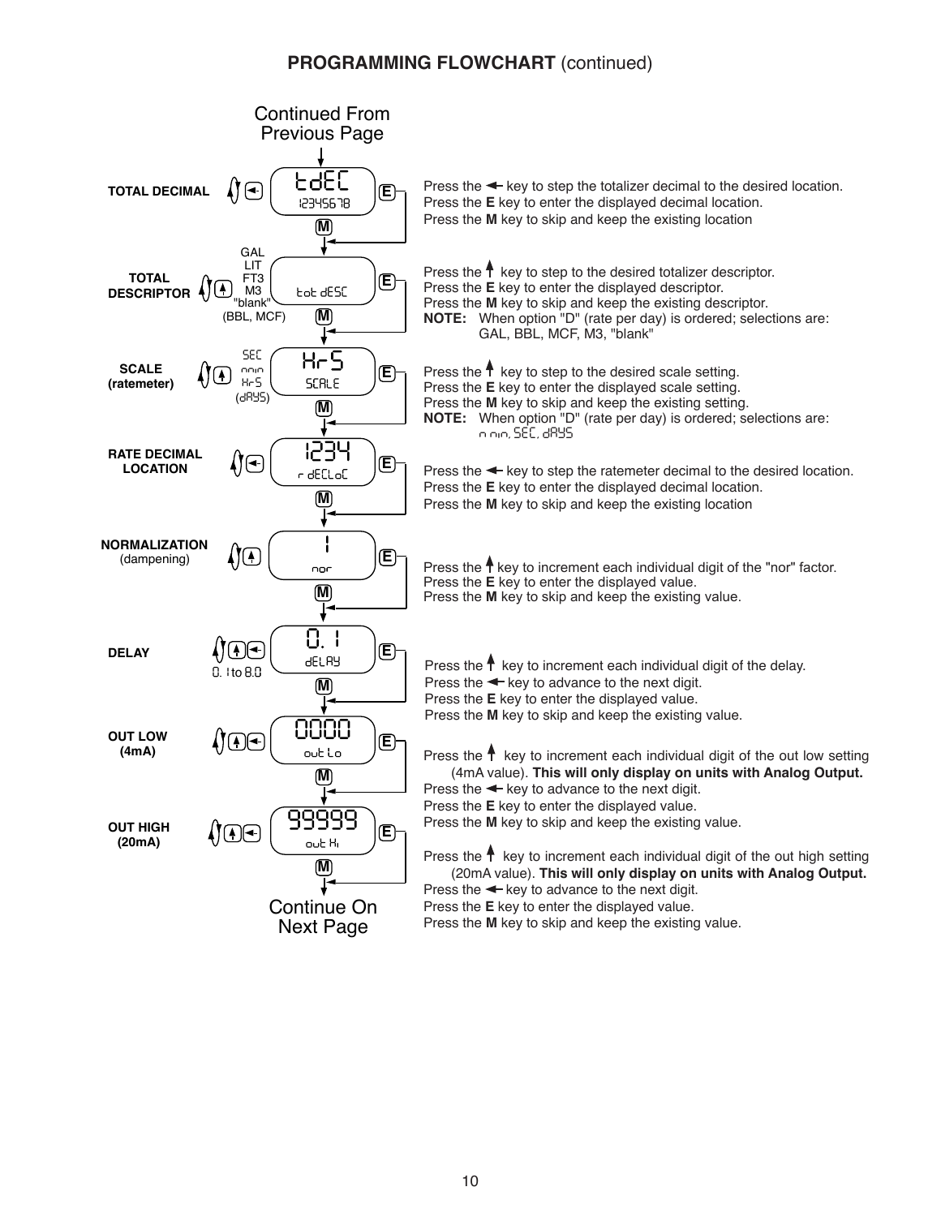## PROGRAMMING FLOWCHART (continued)

Continued From Previous Page

**TOTAL DECIMAL**

Display: tdEC / 12345678

Press the ← key to step the totalizer decimal to the desired location.
Press the **E** key to enter the displayed decimal location.
Press the **M** key to skip and keep the existing location

**TOTAL DESCRIPTOR**

Selections: GAL, LIT, FT3, M3, "blank", (BBL, MCF)

Display: tot dESC

Press the ↑ key to step to the desired totalizer descriptor.
Press the **E** key to enter the displayed descriptor.
Press the **M** key to skip and keep the existing descriptor.
**NOTE:** When option "D" (rate per day) is ordered; selections are: GAL, BBL, MCF, M3, "blank"

**SCALE (ratemeter)**

Selections: SEC, min, HrS, (dAYS)

Display: HrS / SCALE

Press the ↑ key to step to the desired scale setting.
Press the **E** key to enter the displayed scale setting.
Press the **M** key to skip and keep the existing setting.
**NOTE:** When option "D" (rate per day) is ordered; selections are: min, SEC, dAYS

**RATE DECIMAL LOCATION**

Display: 1234 / r dECLoC

Press the ← key to step the ratemeter decimal to the desired location.
Press the **E** key to enter the displayed decimal location.
Press the **M** key to skip and keep the existing location

**NORMALIZATION** (dampening)

Display: 1 / nor

Press the ↑ key to increment each individual digit of the "nor" factor.
Press the **E** key to enter the displayed value.
Press the **M** key to skip and keep the existing value.

**DELAY**

Range: 0.1 to 8.0

Display: 0.1 / dELAY

Press the ↑ key to increment each individual digit of the delay.
Press the ← key to advance to the next digit.
Press the **E** key to enter the displayed value.
Press the **M** key to skip and keep the existing value.

**OUT LOW (4mA)**

Display: 0000 / out Lo

Press the ↑ key to increment each individual digit of the out low setting (4mA value). **This will only display on units with Analog Output.**
Press the ← key to advance to the next digit.
Press the **E** key to enter the displayed value.
Press the **M** key to skip and keep the existing value.

**OUT HIGH (20mA)**

Display: 99999 / out Hi

Press the ↑ key to increment each individual digit of the out high setting (20mA value). **This will only display on units with Analog Output.**
Press the ← key to advance to the next digit.
Press the **E** key to enter the displayed value.
Press the **M** key to skip and keep the existing value.

Continue On Next Page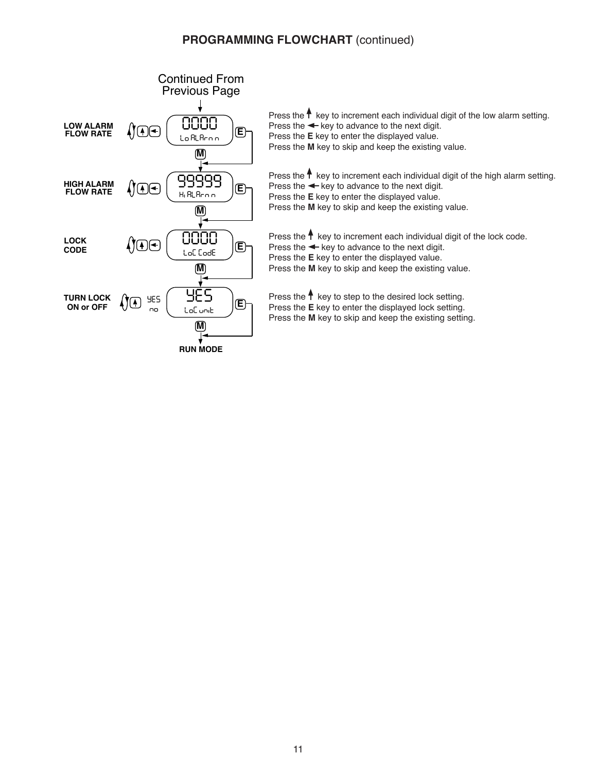## PROGRAMMING FLOWCHART (continued)

Continued From Previous Page

**LOW ALARM FLOW RATE**

0000
LoALArm

Press the ↑ key to increment each individual digit of the low alarm setting.
Press the ← key to advance to the next digit.
Press the **E** key to enter the displayed value.
Press the **M** key to skip and keep the existing value.

**HIGH ALARM FLOW RATE**

99999
HiALArm

Press the ↑ key to increment each individual digit of the high alarm setting.
Press the ← key to advance to the next digit.
Press the **E** key to enter the displayed value.
Press the **M** key to skip and keep the existing value.

**LOCK CODE**

0000
LoC CodE

Press the ↑ key to increment each individual digit of the lock code.
Press the ← key to advance to the next digit.
Press the **E** key to enter the displayed value.
Press the **M** key to skip and keep the existing value.

**TURN LOCK ON or OFF**

YES / no

YES
LoC unit

Press the ↑ key to step to the desired lock setting.
Press the **E** key to enter the displayed lock setting.
Press the **M** key to skip and keep the existing setting.

**RUN MODE**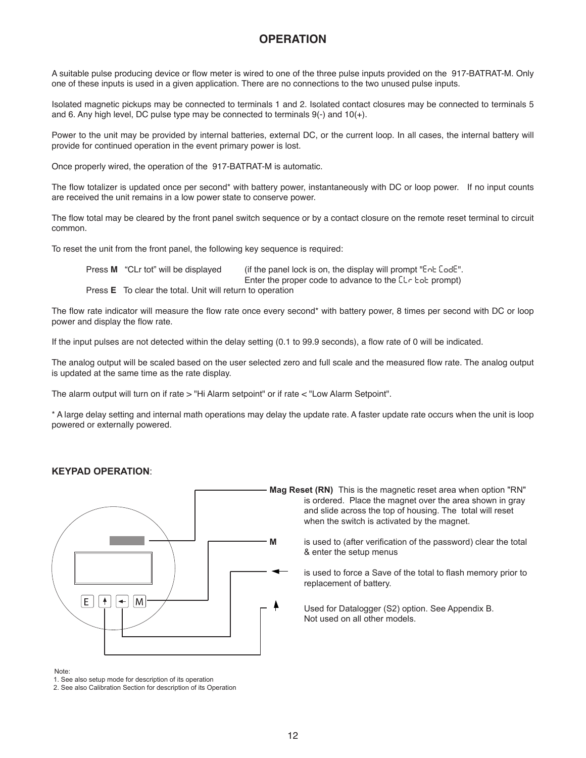# OPERATION

A suitable pulse producing device or flow meter is wired to one of the three pulse inputs provided on the 917-BATRAT-M. Only one of these inputs is used in a given application. There are no connections to the two unused pulse inputs.

Isolated magnetic pickups may be connected to terminals 1 and 2. Isolated contact closures may be connected to terminals 5 and 6. Any high level, DC pulse type may be connected to terminals 9(-) and 10(+).

Power to the unit may be provided by internal batteries, external DC, or the current loop. In all cases, the internal battery will provide for continued operation in the event primary power is lost.

Once properly wired, the operation of the 917-BATRAT-M is automatic.

The flow totalizer is updated once per second* with battery power, instantaneously with DC or loop power. If no input counts are received the unit remains in a low power state to conserve power.

The flow total may be cleared by the front panel switch sequence or by a contact closure on the remote reset terminal to circuit common.

To reset the unit from the front panel, the following key sequence is required:

Press **M** "CLr tot" will be displayed (if the panel lock is on, the display will prompt "Ent CodE". Enter the proper code to advance to the CLr tot prompt)

Press **E** To clear the total. Unit will return to operation

The flow rate indicator will measure the flow rate once every second* with battery power, 8 times per second with DC or loop power and display the flow rate.

If the input pulses are not detected within the delay setting (0.1 to 99.9 seconds), a flow rate of 0 will be indicated.

The analog output will be scaled based on the user selected zero and full scale and the measured flow rate. The analog output is updated at the same time as the rate display.

The alarm output will turn on if rate > "Hi Alarm setpoint" or if rate < "Low Alarm Setpoint".

\* A large delay setting and internal math operations may delay the update rate. A faster update rate occurs when the unit is loop powered or externally powered.

### KEYPAD OPERATION:

E ↑ ← M

**Mag Reset (RN)** This is the magnetic reset area when option "RN" is ordered. Place the magnet over the area shown in gray and slide across the top of housing. The total will reset when the switch is activated by the magnet.

**M** is used to (after verification of the password) clear the total & enter the setup menus

**←** is used to force a Save of the total to flash memory prior to replacement of battery.

**↑** Used for Datalogger (S2) option. See Appendix B. Not used on all other models.

Note:
1. See also setup mode for description of its operation
2. See also Calibration Section for description of its Operation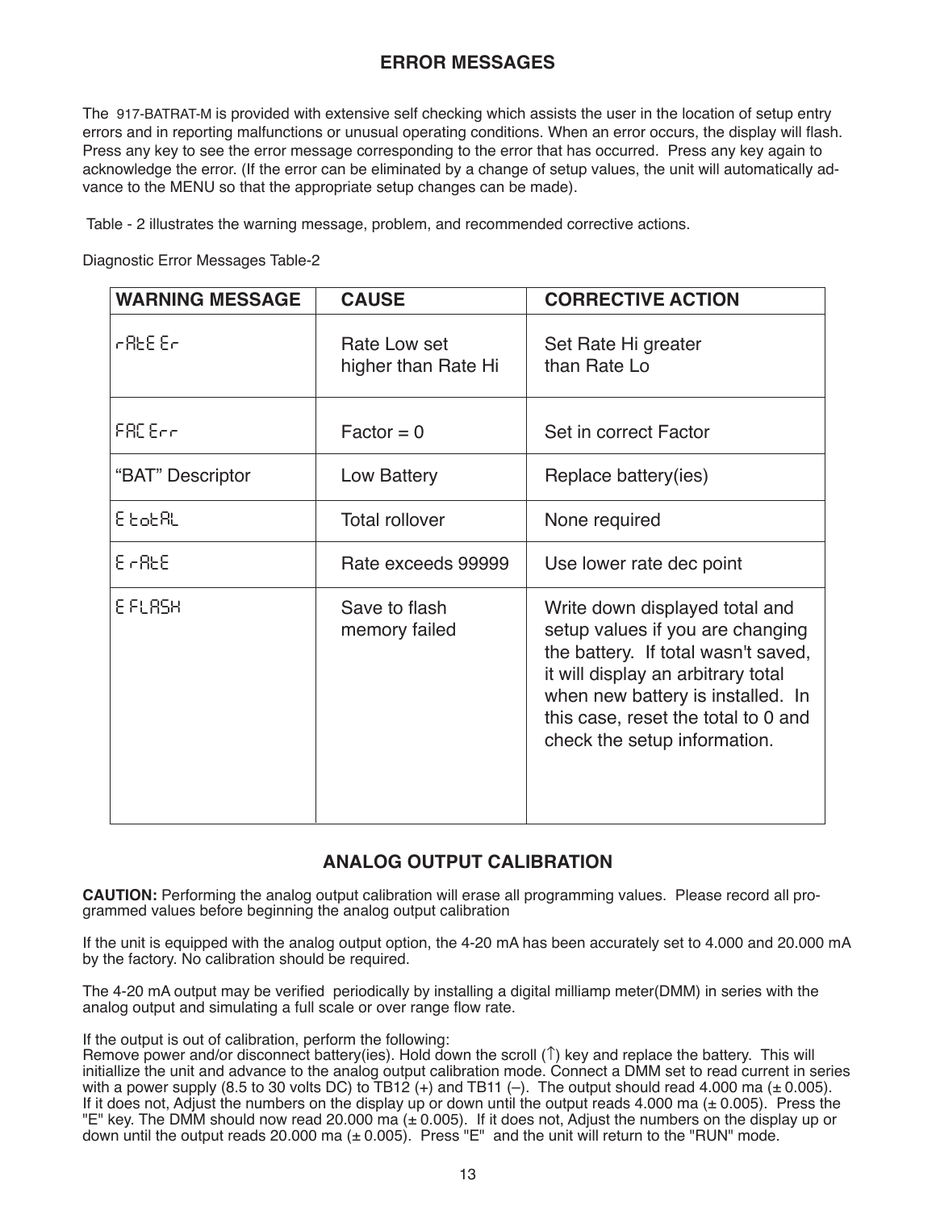## ERROR MESSAGES

The 917-BATRAT-M is provided with extensive self checking which assists the user in the location of setup entry errors and in reporting malfunctions or unusual operating conditions. When an error occurs, the display will flash. Press any key to see the error message corresponding to the error that has occurred. Press any key again to acknowledge the error. (If the error can be eliminated by a change of setup values, the unit will automatically advance to the MENU so that the appropriate setup changes can be made).

Table - 2 illustrates the warning message, problem, and recommended corrective actions.

Diagnostic Error Messages Table-2

| WARNING MESSAGE | CAUSE | CORRECTIVE ACTION |
|---|---|---|
| rAtE Er | Rate Low set higher than Rate Hi | Set Rate Hi greater than Rate Lo |
| FAC Err | Factor = 0 | Set in correct Factor |
| "BAT" Descriptor | Low Battery | Replace battery(ies) |
| E totAL | Total rollover | None required |
| E rAtE | Rate exceeds 99999 | Use lower rate dec point |
| E FLASH | Save to flash memory failed | Write down displayed total and setup values if you are changing the battery. If total wasn't saved, it will display an arbitrary total when new battery is installed. In this case, reset the total to 0 and check the setup information. |

## ANALOG OUTPUT CALIBRATION

**CAUTION:** Performing the analog output calibration will erase all programming values. Please record all programmed values before beginning the analog output calibration

If the unit is equipped with the analog output option, the 4-20 mA has been accurately set to 4.000 and 20.000 mA by the factory. No calibration should be required.

The 4-20 mA output may be verified periodically by installing a digital milliamp meter(DMM) in series with the analog output and simulating a full scale or over range flow rate.

If the output is out of calibration, perform the following:
Remove power and/or disconnect battery(ies). Hold down the scroll (↑) key and replace the battery. This will initiallize the unit and advance to the analog output calibration mode. Connect a DMM set to read current in series with a power supply (8.5 to 30 volts DC) to TB12 (+) and TB11 (–). The output should read 4.000 ma (± 0.005). If it does not, Adjust the numbers on the display up or down until the output reads 4.000 ma (± 0.005). Press the "E" key. The DMM should now read 20.000 ma (± 0.005). If it does not, Adjust the numbers on the display up or down until the output reads 20.000 ma (± 0.005). Press "E" and the unit will return to the "RUN" mode.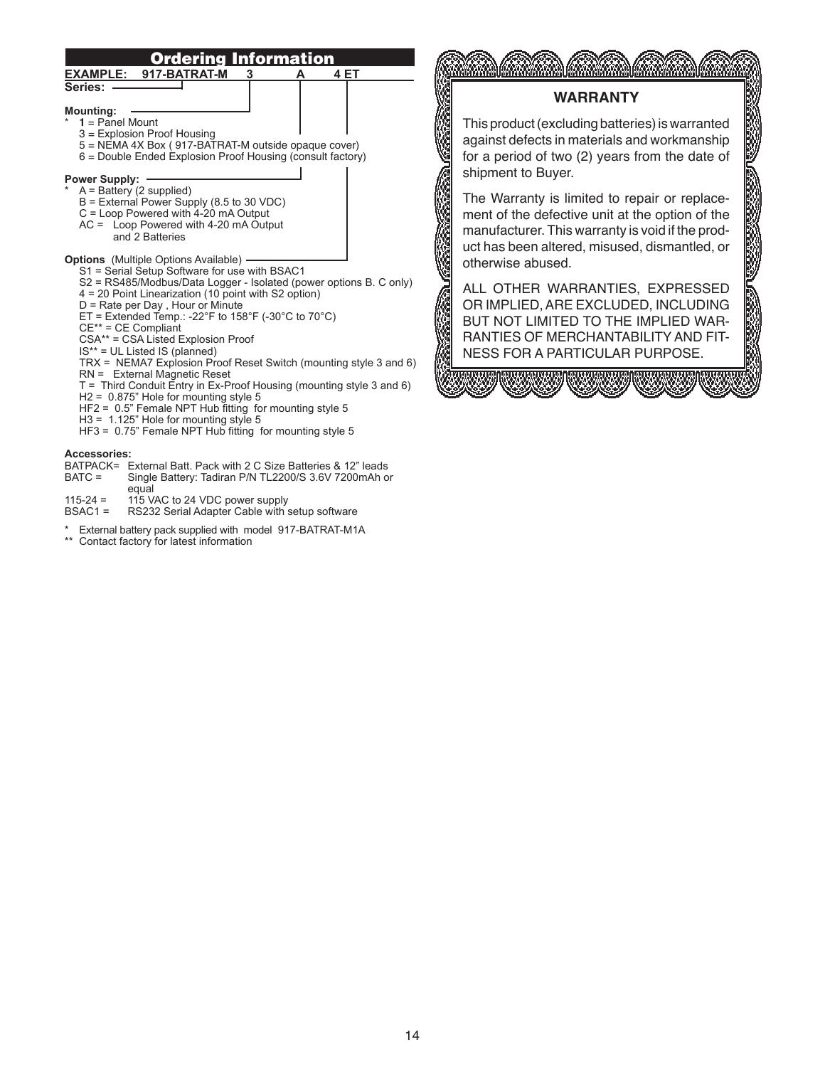## Ordering Information

**EXAMPLE: 917-BATRAT-M 3 A 4 ET**

**Series:** 917-BATRAT-M

**Mounting:**
- * **1** = Panel Mount
- 3 = Explosion Proof Housing
- 5 = NEMA 4X Box ( 917-BATRAT-M outside opaque cover)
- 6 = Double Ended Explosion Proof Housing (consult factory)

**Power Supply:**
- * A = Battery (2 supplied)
- B = External Power Supply (8.5 to 30 VDC)
- C = Loop Powered with 4-20 mA Output
- AC = Loop Powered with 4-20 mA Output and 2 Batteries

**Options** (Multiple Options Available)
- S1 = Serial Setup Software for use with BSAC1
- S2 = RS485/Modbus/Data Logger - Isolated (power options B. C only)
- 4 = 20 Point Linearization (10 point with S2 option)
- D = Rate per Day , Hour or Minute
- ET = Extended Temp.: -22°F to 158°F (-30°C to 70°C)
- CE** = CE Compliant
- CSA** = CSA Listed Explosion Proof
- IS** = UL Listed IS (planned)
- TRX = NEMA7 Explosion Proof Reset Switch (mounting style 3 and 6)
- RN = External Magnetic Reset
- T = Third Conduit Entry in Ex-Proof Housing (mounting style 3 and 6)
- H2 = 0.875" Hole for mounting style 5
- HF2 = 0.5" Female NPT Hub fitting for mounting style 5
- H3 = 1.125" Hole for mounting style 5
- HF3 = 0.75" Female NPT Hub fitting for mounting style 5

**Accessories:**
- BATPACK= External Batt. Pack with 2 C Size Batteries & 12" leads
- BATC = Single Battery: Tadiran P/N TL2200/S 3.6V 7200mAh or equal
- 115-24 = 115 VAC to 24 VDC power supply
- BSAC1 = RS232 Serial Adapter Cable with setup software

\* External battery pack supplied with model 917-BATRAT-M1A

** Contact factory for latest information

### WARRANTY

This product (excluding batteries) is warranted against defects in materials and workmanship for a period of two (2) years from the date of shipment to Buyer.

The Warranty is limited to repair or replacement of the defective unit at the option of the manufacturer. This warranty is void if the product has been altered, misused, dismantled, or otherwise abused.

ALL OTHER WARRANTIES, EXPRESSED OR IMPLIED, ARE EXCLUDED, INCLUDING BUT NOT LIMITED TO THE IMPLIED WARRANTIES OF MERCHANTABILITY AND FITNESS FOR A PARTICULAR PURPOSE.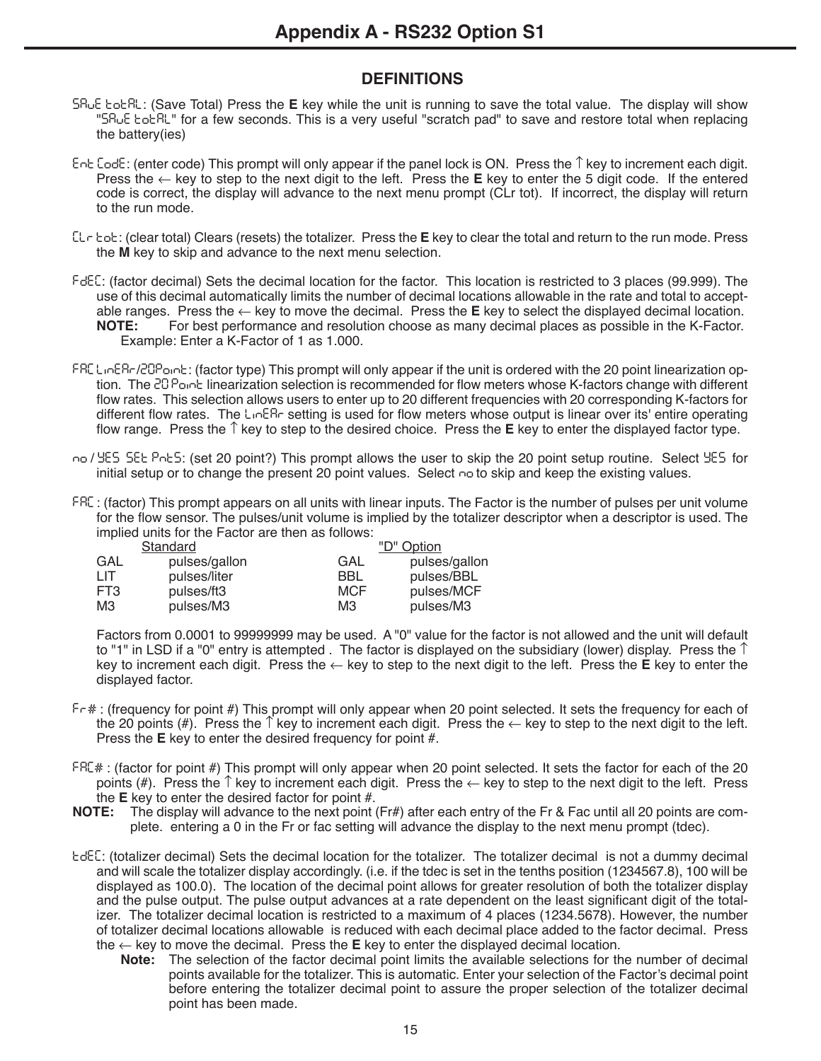# Appendix A - RS232 Option S1

## DEFINITIONS

SAvE totAL: (Save Total) Press the **E** key while the unit is running to save the total value. The display will show "SAvE totAL" for a few seconds. This is a very useful "scratch pad" to save and restore total when replacing the battery(ies)

Ent CodE: (enter code) This prompt will only appear if the panel lock is ON. Press the ↑ key to increment each digit. Press the ← key to step to the next digit to the left. Press the **E** key to enter the 5 digit code. If the entered code is correct, the display will advance to the next menu prompt (CLr tot). If incorrect, the display will return to the run mode.

CLr tot: (clear total) Clears (resets) the totalizer. Press the **E** key to clear the total and return to the run mode. Press the **M** key to skip and advance to the next menu selection.

FdEC: (factor decimal) Sets the decimal location for the factor. This location is restricted to 3 places (99.999). The use of this decimal automatically limits the number of decimal locations allowable in the rate and total to acceptable ranges. Press the ← key to move the decimal. Press the **E** key to select the displayed decimal location.
**NOTE:** For best performance and resolution choose as many decimal places as possible in the K-Factor. Example: Enter a K-Factor of 1 as 1.000.

FAC LinEAr/20Point: (factor type) This prompt will only appear if the unit is ordered with the 20 point linearization option. The 20 Point linearization selection is recommended for flow meters whose K-factors change with different flow rates. This selection allows users to enter up to 20 different frequencies with 20 corresponding K-factors for different flow rates. The LinEAr setting is used for flow meters whose output is linear over its' entire operating flow range. Press the ↑ key to step to the desired choice. Press the **E** key to enter the displayed factor type.

no / YES SEt PntS: (set 20 point?) This prompt allows the user to skip the 20 point setup routine. Select YES for initial setup or to change the present 20 point values. Select no to skip and keep the existing values.

FAC : (factor) This prompt appears on all units with linear inputs. The Factor is the number of pulses per unit volume for the flow sensor. The pulses/unit volume is implied by the totalizer descriptor when a descriptor is used. The implied units for the Factor are then as follows:

| Standard | | "D" Option | |
|---|---|---|---|
| GAL | pulses/gallon | GAL | pulses/gallon |
| LIT | pulses/liter | BBL | pulses/BBL |
| FT3 | pulses/ft3 | MCF | pulses/MCF |
| M3 | pulses/M3 | M3 | pulses/M3 |

Factors from 0.0001 to 99999999 may be used. A "0" value for the factor is not allowed and the unit will default to "1" in LSD if a "0" entry is attempted . The factor is displayed on the subsidiary (lower) display. Press the ↑ key to increment each digit. Press the ← key to step to the next digit to the left. Press the **E** key to enter the displayed factor.

Fr# : (frequency for point #) This prompt will only appear when 20 point selected. It sets the frequency for each of the 20 points (#). Press the ↑ key to increment each digit. Press the ← key to step to the next digit to the left. Press the **E** key to enter the desired frequency for point #.

FAC# : (factor for point #) This prompt will only appear when 20 point selected. It sets the factor for each of the 20 points (#). Press the ↑ key to increment each digit. Press the ← key to step to the next digit to the left. Press the **E** key to enter the desired factor for point #.

**NOTE:** The display will advance to the next point (Fr#) after each entry of the Fr & Fac until all 20 points are complete. entering a 0 in the Fr or fac setting will advance the display to the next menu prompt (tdec).

tdEC: (totalizer decimal) Sets the decimal location for the totalizer. The totalizer decimal is not a dummy decimal and will scale the totalizer display accordingly. (i.e. if the tdec is set in the tenths position (1234567.8), 100 will be displayed as 100.0). The location of the decimal point allows for greater resolution of both the totalizer display and the pulse output. The pulse output advances at a rate dependent on the least significant digit of the totalizer. The totalizer decimal location is restricted to a maximum of 4 places (1234.5678). However, the number of totalizer decimal locations allowable is reduced with each decimal place added to the factor decimal. Press the ← key to move the decimal. Press the **E** key to enter the displayed decimal location.

**Note:** The selection of the factor decimal point limits the available selections for the number of decimal points available for the totalizer. This is automatic. Enter your selection of the Factor's decimal point before entering the totalizer decimal point to assure the proper selection of the totalizer decimal point has been made.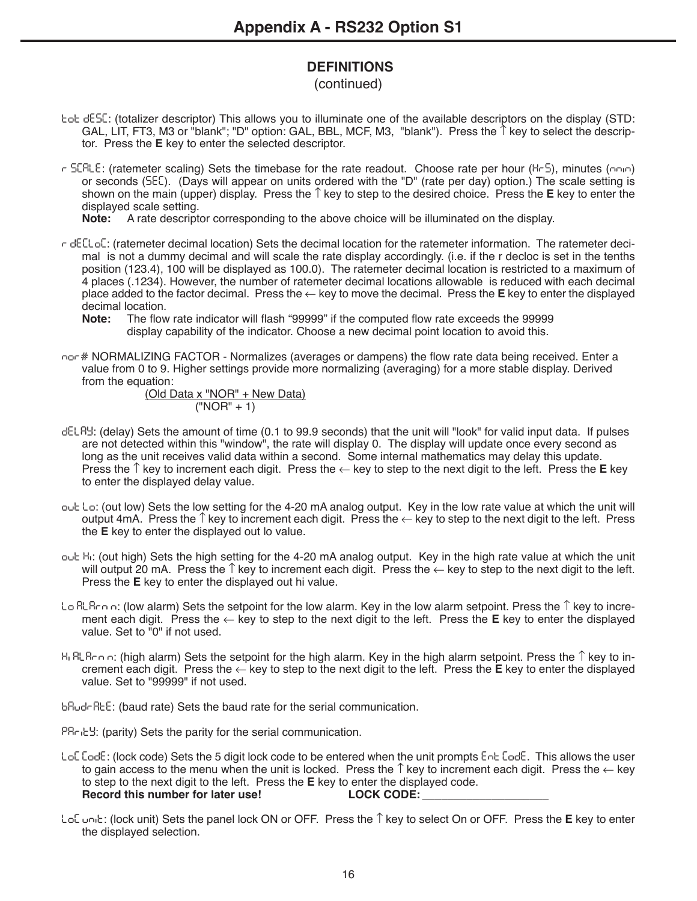# Appendix A - RS232 Option S1

## DEFINITIONS
(continued)

tot dESC: (totalizer descriptor) This allows you to illuminate one of the available descriptors on the display (STD: GAL, LIT, FT3, M3 or "blank"; "D" option: GAL, BBL, MCF, M3, "blank"). Press the ↑ key to select the descriptor. Press the **E** key to enter the selected descriptor.

r SCALE: (ratemeter scaling) Sets the timebase for the rate readout. Choose rate per hour (HrS), minutes (min) or seconds (SEC). (Days will appear on units ordered with the "D" (rate per day) option.) The scale setting is shown on the main (upper) display. Press the ↑ key to step to the desired choice. Press the **E** key to enter the displayed scale setting.
**Note:** A rate descriptor corresponding to the above choice will be illuminated on the display.

r dECLoC: (ratemeter decimal location) Sets the decimal location for the ratemeter information. The ratemeter decimal is not a dummy decimal and will scale the rate display accordingly. (i.e. if the r decloc is set in the tenths position (123.4), 100 will be displayed as 100.0). The ratemeter decimal location is restricted to a maximum of 4 places (.1234). However, the number of ratemeter decimal locations allowable is reduced with each decimal place added to the factor decimal. Press the ← key to move the decimal. Press the **E** key to enter the displayed decimal location.
**Note:** The flow rate indicator will flash "99999" if the computed flow rate exceeds the 99999 display capability of the indicator. Choose a new decimal point location to avoid this.

nor# NORMALIZING FACTOR - Normalizes (averages or dampens) the flow rate data being received. Enter a value from 0 to 9. Higher settings provide more normalizing (averaging) for a more stable display. Derived from the equation:

$$\frac{\text{(Old Data x "NOR" + New Data)}}{\text{("NOR" + 1)}}$$

dELAY: (delay) Sets the amount of time (0.1 to 99.9 seconds) that the unit will "look" for valid input data. If pulses are not detected within this "window", the rate will display 0. The display will update once every second as long as the unit receives valid data within a second. Some internal mathematics may delay this update. Press the ↑ key to increment each digit. Press the ← key to step to the next digit to the left. Press the **E** key to enter the displayed delay value.

out Lo: (out low) Sets the low setting for the 4-20 mA analog output. Key in the low rate value at which the unit will output 4mA. Press the ↑ key to increment each digit. Press the ← key to step to the next digit to the left. Press the **E** key to enter the displayed out lo value.

out Hi: (out high) Sets the high setting for the 4-20 mA analog output. Key in the high rate value at which the unit will output 20 mA. Press the ↑ key to increment each digit. Press the ← key to step to the next digit to the left. Press the **E** key to enter the displayed out hi value.

Lo ALArm: (low alarm) Sets the setpoint for the low alarm. Key in the low alarm setpoint. Press the ↑ key to increment each digit. Press the ← key to step to the next digit to the left. Press the **E** key to enter the displayed value. Set to "0" if not used.

Hi ALArm: (high alarm) Sets the setpoint for the high alarm. Key in the high alarm setpoint. Press the ↑ key to increment each digit. Press the ← key to step to the next digit to the left. Press the **E** key to enter the displayed value. Set to "99999" if not used.

bAudrAtE: (baud rate) Sets the baud rate for the serial communication.

PAritY: (parity) Sets the parity for the serial communication.

LoC CodE: (lock code) Sets the 5 digit lock code to be entered when the unit prompts Ent CodE. This allows the user to gain access to the menu when the unit is locked. Press the ↑ key to increment each digit. Press the ← key to step to the next digit to the left. Press the **E** key to enter the displayed code.
**Record this number for later use!** **LOCK CODE:** ____________________

LoC unit: (lock unit) Sets the panel lock ON or OFF. Press the ↑ key to select On or OFF. Press the **E** key to enter the displayed selection.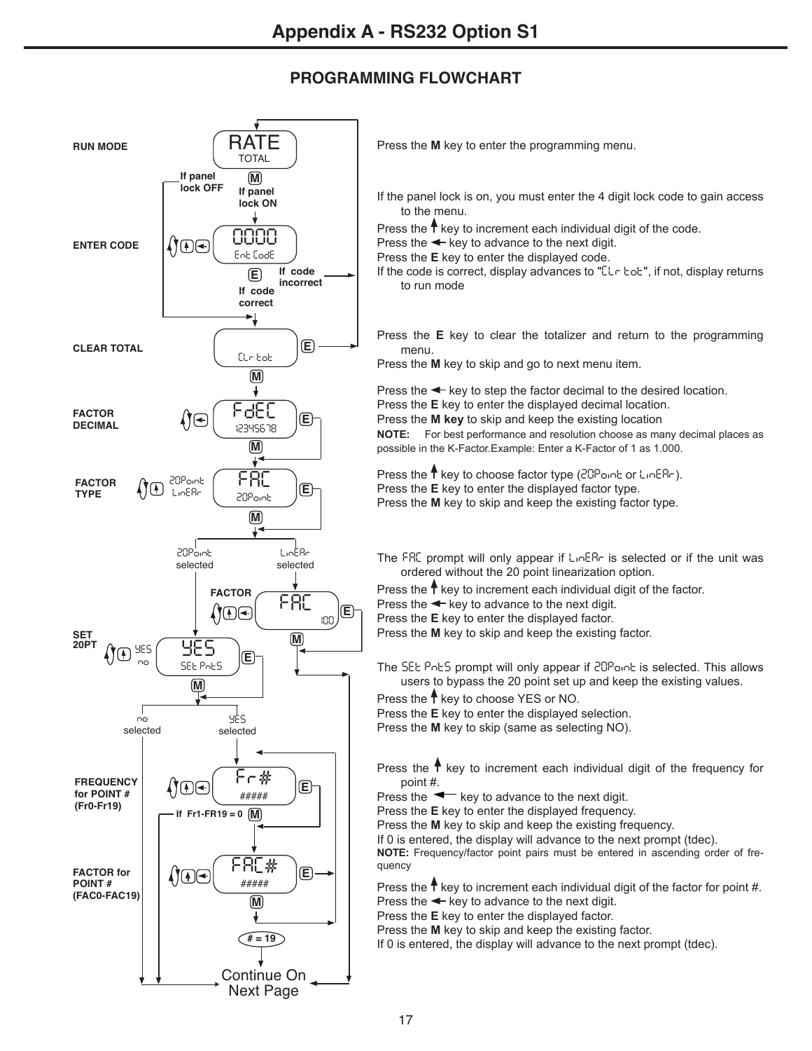# Appendix A - RS232 Option S1

## PROGRAMMING FLOWCHART

**RUN MODE** — RATE / TOTAL

Press the **M** key to enter the programming menu.

**ENTER CODE** — 0000 / Ent CodE (If panel lock ON; If panel lock OFF skips to CLEAR TOTAL)

If the panel lock is on, you must enter the 4 digit lock code to gain access to the menu.
Press the ↑ key to increment each individual digit of the code.
Press the ← key to advance to the next digit.
Press the **E** key to enter the displayed code.
If the code is correct, display advances to "CLr tot", if not, display returns to run mode

**CLEAR TOTAL** — CLr tot

Press the **E** key to clear the totalizer and return to the programming menu.
Press the **M** key to skip and go to next menu item.

**FACTOR DECIMAL** — FdEC / 12345678

Press the ← key to step the factor decimal to the desired location.
Press the **E** key to enter the displayed decimal location.
Press the **M key** to skip and keep the existing location
**NOTE:** For best performance and resolution choose as many decimal places as possible in the K-Factor.Example: Enter a K-Factor of 1 as 1.000.

**FACTOR TYPE** — FAC / 20Point (20Point, LinEAr)

Press the ↑ key to choose factor type (20Point or LinEAr).
Press the **E** key to enter the displayed factor type.
Press the **M** key to skip and keep the existing factor type.

**FACTOR** (LinEAr selected) — FAC / 100

The FAC prompt will only appear if LinEAr is selected or if the unit was ordered without the 20 point linearization option.
Press the ↑ key to increment each individual digit of the factor.
Press the ← key to advance to the next digit.
Press the **E** key to enter the displayed factor.
Press the **M** key to skip and keep the existing factor.

**SET 20PT** (20Point selected) — YES / SEt PntS (YES, no)

The SEt PntS prompt will only appear if 20Point is selected. This allows users to bypass the 20 point set up and keep the existing values.
Press the ↑ key to choose YES or NO.
Press the **E** key to enter the displayed selection.
Press the **M** key to skip (same as selecting NO).

**FREQUENCY for POINT # (Fr0-Fr19)** — Fr# / ##### (YES selected; If Fr1-FR19 = 0, continue on next page)

Press the ↑ key to increment each individual digit of the frequency for point #.
Press the ← key to advance to the next digit.
Press the **E** key to enter the displayed frequency.
Press the **M** key to skip and keep the existing frequency.
If 0 is entered, the display will advance to the next prompt (tdec).
**NOTE:** Frequency/factor point pairs must be entered in ascending order of frequency

**FACTOR for POINT # (FAC0-FAC19)** — FAC# / #####

Press the ↑ key to increment each individual digit of the factor for point #.
Press the ← key to advance to the next digit.
Press the **E** key to enter the displayed factor.
Press the **M** key to skip and keep the existing factor.
If 0 is entered, the display will advance to the next prompt (tdec).

# = 19 → Continue On Next Page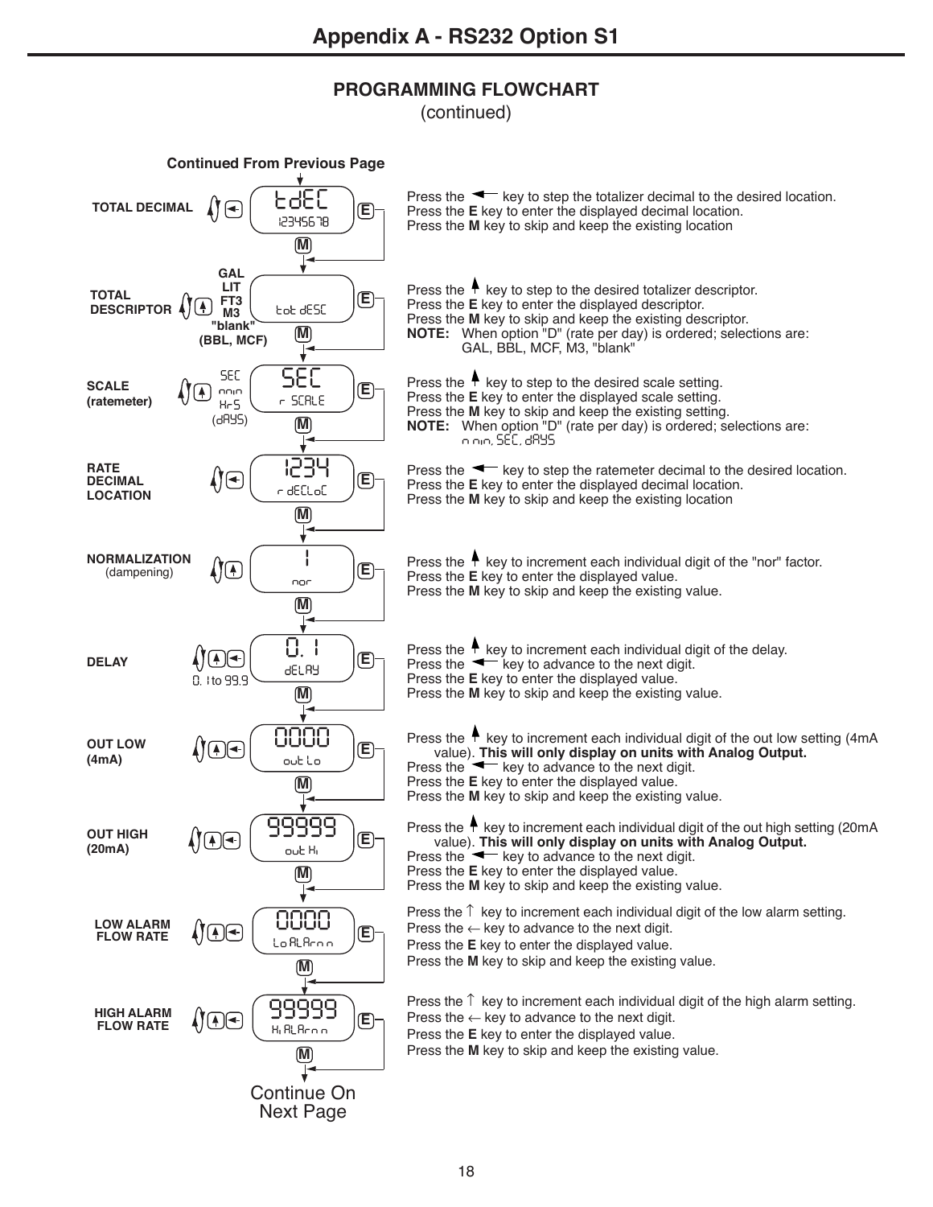# Appendix A - RS232 Option S1

## PROGRAMMING FLOWCHART

(continued)

**Continued From Previous Page**

**TOTAL DECIMAL** — Display: tdEC / 12345678

Press the ← key to step the totalizer decimal to the desired location.
Press the **E** key to enter the displayed decimal location.
Press the **M** key to skip and keep the existing location

**TOTAL DESCRIPTOR** — Selections: GAL, LIT, FT3, M3, "blank" (BBL, MCF) — Display: tot dESC

Press the ↑ key to step to the desired totalizer descriptor.
Press the **E** key to enter the displayed descriptor.
Press the **M** key to skip and keep the existing descriptor.
**NOTE:** When option "D" (rate per day) is ordered; selections are: GAL, BBL, MCF, M3, "blank"

**SCALE (ratemeter)** — Selections: SEC, min, HrS, (dAYS) — Display: SEC / r SCALE

Press the ↑ key to step to the desired scale setting.
Press the **E** key to enter the displayed scale setting.
Press the **M** key to skip and keep the existing setting.
**NOTE:** When option "D" (rate per day) is ordered; selections are: min, SEC, dAYS

**RATE DECIMAL LOCATION** — Display: 1234 / r dECLoC

Press the ← key to step the ratemeter decimal to the desired location.
Press the **E** key to enter the displayed decimal location.
Press the **M** key to skip and keep the existing location

**NORMALIZATION** (dampening) — Display: 1 / nor

Press the ↑ key to increment each individual digit of the "nor" factor.
Press the **E** key to enter the displayed value.
Press the **M** key to skip and keep the existing value.

**DELAY** — 0.1 to 99.9 — Display: 0.1 / dELAY

Press the ↑ key to increment each individual digit of the delay.
Press the ← key to advance to the next digit.
Press the **E** key to enter the displayed value.
Press the **M** key to skip and keep the existing value.

**OUT LOW (4mA)** — Display: 0000 / out Lo

Press the ↑ key to increment each individual digit of the out low setting (4mA value). **This will only display on units with Analog Output.**
Press the ← key to advance to the next digit.
Press the **E** key to enter the displayed value.
Press the **M** key to skip and keep the existing value.

**OUT HIGH (20mA)** — Display: 99999 / out Hi

Press the ↑ key to increment each individual digit of the out high setting (20mA value). **This will only display on units with Analog Output.**
Press the ← key to advance to the next digit.
Press the **E** key to enter the displayed value.
Press the **M** key to skip and keep the existing value.

**LOW ALARM FLOW RATE** — Display: 0000 / Lo ALArm

Press the ↑ key to increment each individual digit of the low alarm setting.
Press the ← key to advance to the next digit.
Press the **E** key to enter the displayed value.
Press the **M** key to skip and keep the existing value.

**HIGH ALARM FLOW RATE** — Display: 99999 / Hi ALArm

Press the ↑ key to increment each individual digit of the high alarm setting.
Press the ← key to advance to the next digit.
Press the **E** key to enter the displayed value.
Press the **M** key to skip and keep the existing value.

Continue On Next Page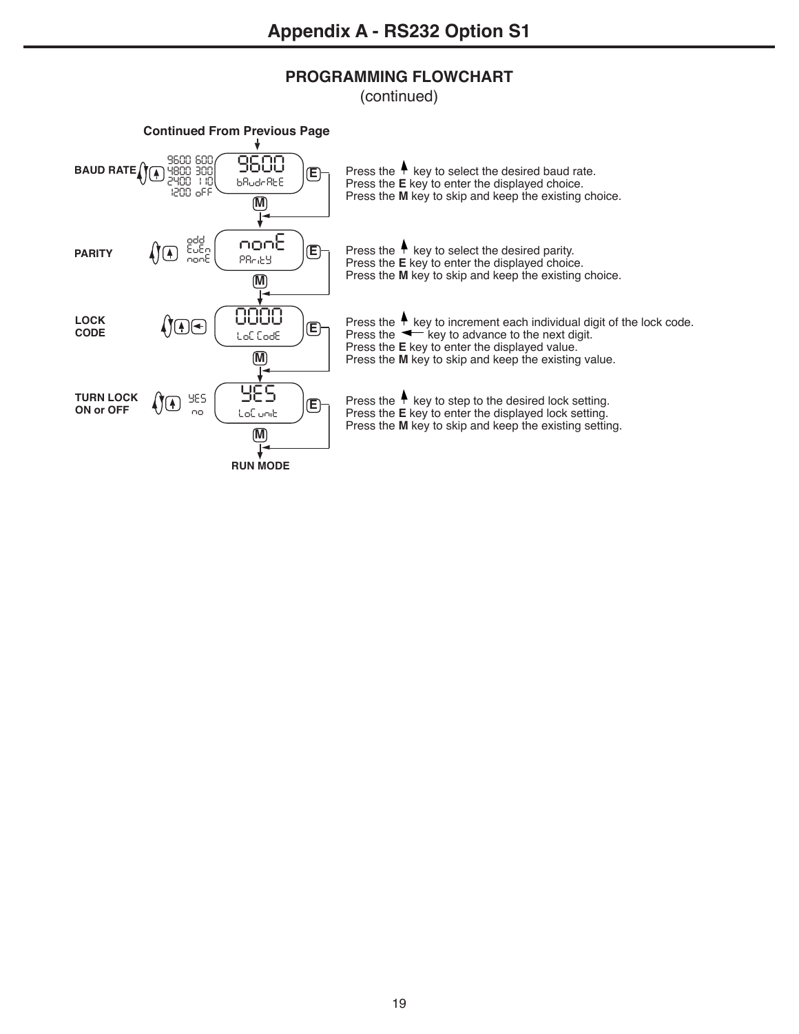# Appendix A - RS232 Option S1

## PROGRAMMING FLOWCHART

(continued)

Continued From Previous Page

**BAUD RATE**

9600 600
4800 300
2400 110
1200 oFF

Display: 9600 / bAudrAtE

Press the ↑ key to select the desired baud rate.
Press the **E** key to enter the displayed choice.
Press the **M** key to skip and keep the existing choice.

**PARITY**

odd
EvEn
nonE

Display: nonE / PArity

Press the ↑ key to select the desired parity.
Press the **E** key to enter the displayed choice.
Press the **M** key to skip and keep the existing choice.

**LOCK CODE**

Display: 0000 / LoC CodE

Press the ↑ key to increment each individual digit of the lock code.
Press the ← key to advance to the next digit.
Press the **E** key to enter the displayed value.
Press the **M** key to skip and keep the existing value.

**TURN LOCK ON or OFF**

YES
no

Display: YES / LoC unit

Press the ↑ key to step to the desired lock setting.
Press the **E** key to enter the displayed lock setting.
Press the **M** key to skip and keep the existing setting.

RUN MODE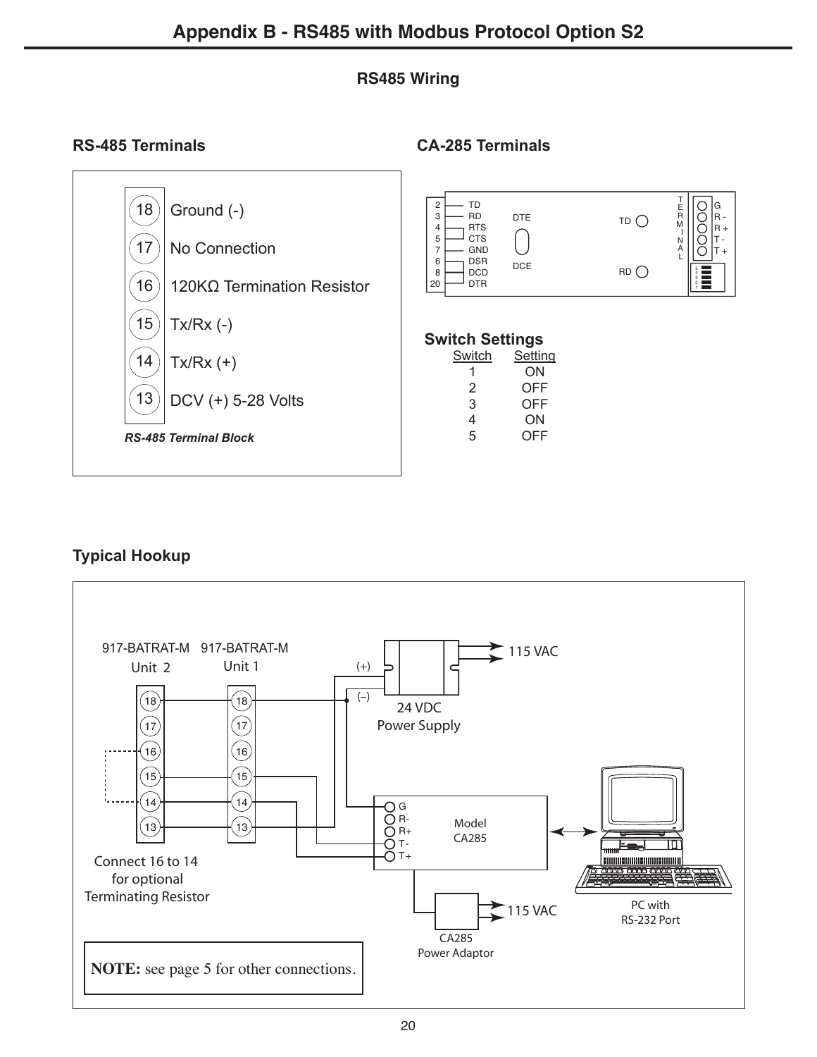# Appendix B - RS485 with Modbus Protocol Option S2

## RS485 Wiring

### RS-485 Terminals

| Terminal | Function |
|---|---|
| 18 | Ground (-) |
| 17 | No Connection |
| 16 | 120KΩ Termination Resistor |
| 15 | Tx/Rx (-) |
| 14 | Tx/Rx (+) |
| 13 | DCV (+) 5-28 Volts |

*RS-485 Terminal Block*

### CA-285 Terminals

| Pin | Signal |
|---|---|
| 2 | TD |
| 3 | RD |
| 4 | RTS |
| 5 | CTS |
| 7 | GND |
| 6 | DSR |
| 8 | DCD |
| 20 | DTR |

DTE / DCE

TD, RD

TERMINAL: G, R -, R +, T -, T +

### Switch Settings

| Switch | Setting |
|---|---|
| 1 | ON |
| 2 | OFF |
| 3 | OFF |
| 4 | ON |
| 5 | OFF |

### Typical Hookup

917-BATRAT-M Unit 2

917-BATRAT-M Unit 1

(+) (–) 24 VDC Power Supply — 115 VAC

Model CA285: G, R-, R+, T-, T+

CA285 Power Adaptor — 115 VAC

PC with RS-232 Port

Connect 16 to 14 for optional Terminating Resistor

**NOTE:** see page 5 for other connections.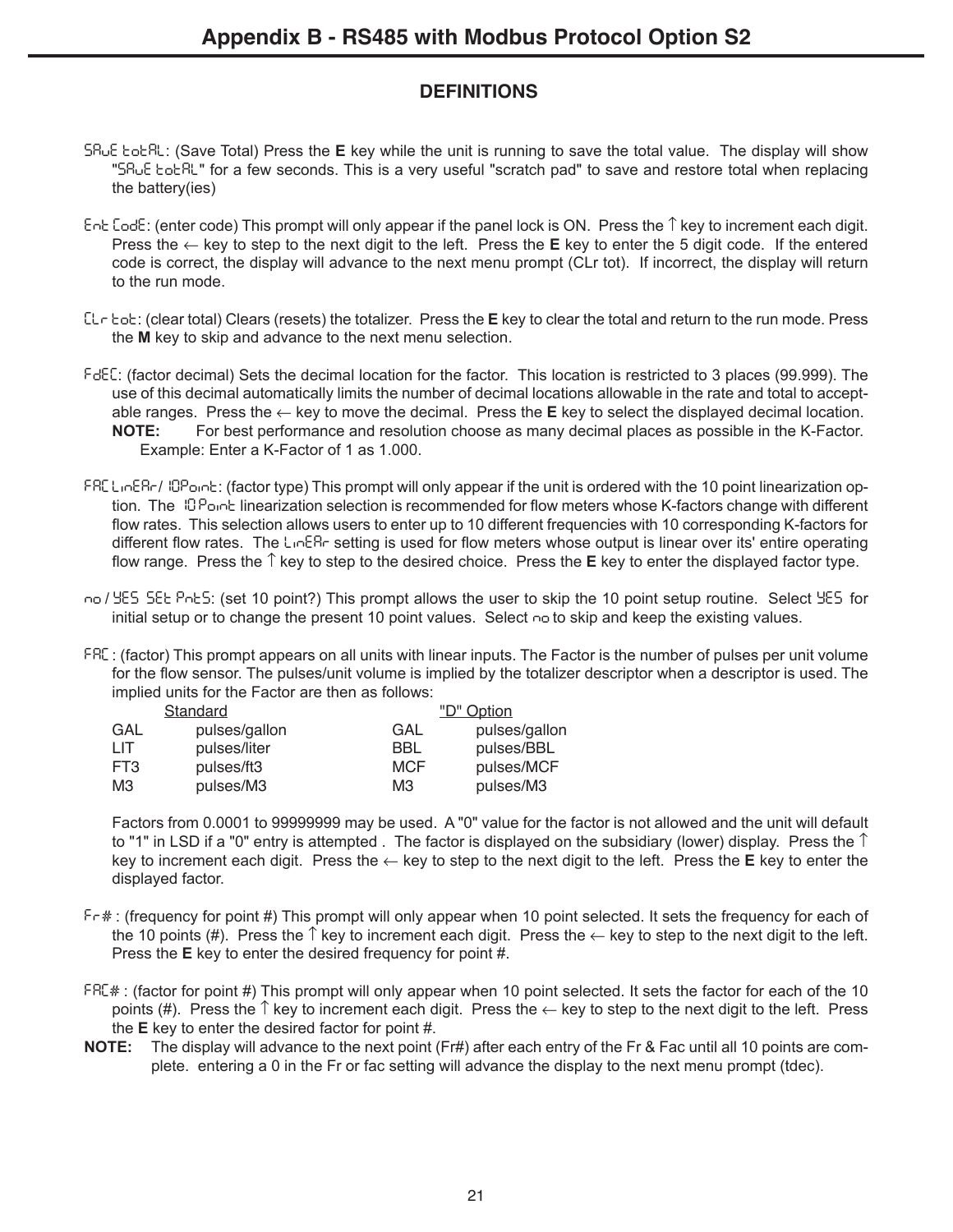## Appendix B - RS485 with Modbus Protocol Option S2

### DEFINITIONS

SAvE totAL: (Save Total) Press the **E** key while the unit is running to save the total value. The display will show "SAvE totAL" for a few seconds. This is a very useful "scratch pad" to save and restore total when replacing the battery(ies)

Ent CodE: (enter code) This prompt will only appear if the panel lock is ON. Press the ↑ key to increment each digit. Press the ← key to step to the next digit to the left. Press the **E** key to enter the 5 digit code. If the entered code is correct, the display will advance to the next menu prompt (CLr tot). If incorrect, the display will return to the run mode.

CLr tot: (clear total) Clears (resets) the totalizer. Press the **E** key to clear the total and return to the run mode. Press the **M** key to skip and advance to the next menu selection.

FdEC: (factor decimal) Sets the decimal location for the factor. This location is restricted to 3 places (99.999). The use of this decimal automatically limits the number of decimal locations allowable in the rate and total to acceptable ranges. Press the ← key to move the decimal. Press the **E** key to select the displayed decimal location.
**NOTE:** For best performance and resolution choose as many decimal places as possible in the K-Factor. Example: Enter a K-Factor of 1 as 1.000.

FAC LinEAr/ 10Point: (factor type) This prompt will only appear if the unit is ordered with the 10 point linearization option. The 10Point linearization selection is recommended for flow meters whose K-factors change with different flow rates. This selection allows users to enter up to 10 different frequencies with 10 corresponding K-factors for different flow rates. The LinEAr setting is used for flow meters whose output is linear over its' entire operating flow range. Press the ↑ key to step to the desired choice. Press the **E** key to enter the displayed factor type.

no / YES SEt PntS: (set 10 point?) This prompt allows the user to skip the 10 point setup routine. Select YES for initial setup or to change the present 10 point values. Select no to skip and keep the existing values.

FAC : (factor) This prompt appears on all units with linear inputs. The Factor is the number of pulses per unit volume for the flow sensor. The pulses/unit volume is implied by the totalizer descriptor when a descriptor is used. The implied units for the Factor are then as follows:

| Standard | | "D" Option | |
|---|---|---|---|
| GAL | pulses/gallon | GAL | pulses/gallon |
| LIT | pulses/liter | BBL | pulses/BBL |
| FT3 | pulses/ft3 | MCF | pulses/MCF |
| M3 | pulses/M3 | M3 | pulses/M3 |

Factors from 0.0001 to 99999999 may be used. A "0" value for the factor is not allowed and the unit will default to "1" in LSD if a "0" entry is attempted . The factor is displayed on the subsidiary (lower) display. Press the ↑ key to increment each digit. Press the ← key to step to the next digit to the left. Press the **E** key to enter the displayed factor.

Fr# : (frequency for point #) This prompt will only appear when 10 point selected. It sets the frequency for each of the 10 points (#). Press the ↑ key to increment each digit. Press the ← key to step to the next digit to the left. Press the **E** key to enter the desired frequency for point #.

FAC# : (factor for point #) This prompt will only appear when 10 point selected. It sets the factor for each of the 10 points (#). Press the ↑ key to increment each digit. Press the ← key to step to the next digit to the left. Press the **E** key to enter the desired factor for point #.

**NOTE:** The display will advance to the next point (Fr#) after each entry of the Fr & Fac until all 10 points are complete. entering a 0 in the Fr or fac setting will advance the display to the next menu prompt (tdec).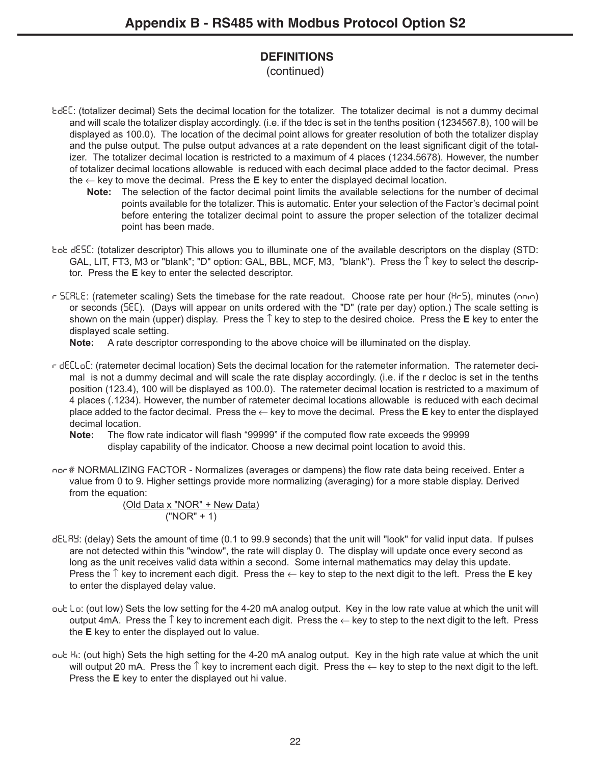# Appendix B - RS485 with Modbus Protocol Option S2

## DEFINITIONS

(continued)

tdEC: (totalizer decimal) Sets the decimal location for the totalizer. The totalizer decimal is not a dummy decimal and will scale the totalizer display accordingly. (i.e. if the tdec is set in the tenths position (1234567.8), 100 will be displayed as 100.0). The location of the decimal point allows for greater resolution of both the totalizer display and the pulse output. The pulse output advances at a rate dependent on the least significant digit of the totalizer. The totalizer decimal location is restricted to a maximum of 4 places (1234.5678). However, the number of totalizer decimal locations allowable is reduced with each decimal place added to the factor decimal. Press the ← key to move the decimal. Press the **E** key to enter the displayed decimal location.

**Note:** The selection of the factor decimal point limits the available selections for the number of decimal points available for the totalizer. This is automatic. Enter your selection of the Factor's decimal point before entering the totalizer decimal point to assure the proper selection of the totalizer decimal point has been made.

tot dESC: (totalizer descriptor) This allows you to illuminate one of the available descriptors on the display (STD: GAL, LIT, FT3, M3 or "blank"; "D" option: GAL, BBL, MCF, M3, "blank"). Press the ↑ key to select the descriptor. Press the **E** key to enter the selected descriptor.

r SCALE: (ratemeter scaling) Sets the timebase for the rate readout. Choose rate per hour (HrS), minutes (min) or seconds (SEC). (Days will appear on units ordered with the "D" (rate per day) option.) The scale setting is shown on the main (upper) display. Press the ↑ key to step to the desired choice. Press the **E** key to enter the displayed scale setting.

**Note:** A rate descriptor corresponding to the above choice will be illuminated on the display.

r dECLoC: (ratemeter decimal location) Sets the decimal location for the ratemeter information. The ratemeter decimal is not a dummy decimal and will scale the rate display accordingly. (i.e. if the r decloc is set in the tenths position (123.4), 100 will be displayed as 100.0). The ratemeter decimal location is restricted to a maximum of 4 places (.1234). However, the number of ratemeter decimal locations allowable is reduced with each decimal place added to the factor decimal. Press the ← key to move the decimal. Press the **E** key to enter the displayed decimal location.

**Note:** The flow rate indicator will flash "99999" if the computed flow rate exceeds the 99999 display capability of the indicator. Choose a new decimal point location to avoid this.

nor# NORMALIZING FACTOR - Normalizes (averages or dampens) the flow rate data being received. Enter a value from 0 to 9. Higher settings provide more normalizing (averaging) for a more stable display. Derived from the equation:

$$\frac{\text{(Old Data x "NOR" + New Data)}}{\text{("NOR" + 1)}}$$

dELAY: (delay) Sets the amount of time (0.1 to 99.9 seconds) that the unit will "look" for valid input data. If pulses are not detected within this "window", the rate will display 0. The display will update once every second as long as the unit receives valid data within a second. Some internal mathematics may delay this update. Press the ↑ key to increment each digit. Press the ← key to step to the next digit to the left. Press the **E** key to enter the displayed delay value.

out Lo: (out low) Sets the low setting for the 4-20 mA analog output. Key in the low rate value at which the unit will output 4mA. Press the ↑ key to increment each digit. Press the ← key to step to the next digit to the left. Press the **E** key to enter the displayed out lo value.

out Hi: (out high) Sets the high setting for the 4-20 mA analog output. Key in the high rate value at which the unit will output 20 mA. Press the ↑ key to increment each digit. Press the ← key to step to the next digit to the left. Press the **E** key to enter the displayed out hi value.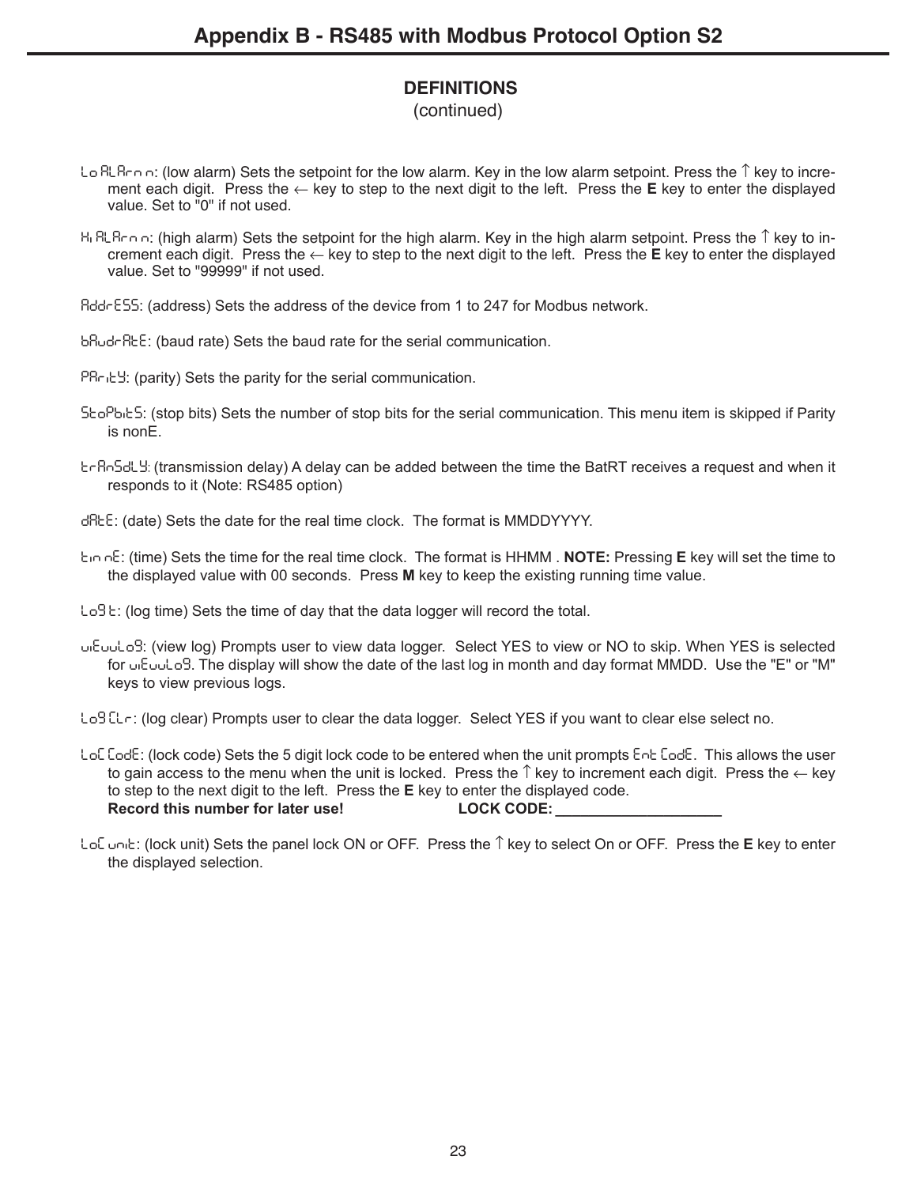# Appendix B - RS485 with Modbus Protocol Option S2

## DEFINITIONS
(continued)

Lo ALArm: (low alarm) Sets the setpoint for the low alarm. Key in the low alarm setpoint. Press the ↑ key to increment each digit. Press the ← key to step to the next digit to the left. Press the **E** key to enter the displayed value. Set to "0" if not used.

Hi ALArm: (high alarm) Sets the setpoint for the high alarm. Key in the high alarm setpoint. Press the ↑ key to increment each digit. Press the ← key to step to the next digit to the left. Press the **E** key to enter the displayed value. Set to "99999" if not used.

AddrESS: (address) Sets the address of the device from 1 to 247 for Modbus network.

bAudrAtE: (baud rate) Sets the baud rate for the serial communication.

PAritY: (parity) Sets the parity for the serial communication.

StoPbitS: (stop bits) Sets the number of stop bits for the serial communication. This menu item is skipped if Parity is nonE.

trAnSdLY: (transmission delay) A delay can be added between the time the BatRT receives a request and when it responds to it (Note: RS485 option)

dAtE: (date) Sets the date for the real time clock. The format is MMDDYYYY.

timE: (time) Sets the time for the real time clock. The format is HHMM . **NOTE:** Pressing **E** key will set the time to the displayed value with 00 seconds. Press **M** key to keep the existing running time value.

LoG t: (log time) Sets the time of day that the data logger will record the total.

viEwLoG: (view log) Prompts user to view data logger. Select YES to view or NO to skip. When YES is selected for viEwLoG. The display will show the date of the last log in month and day format MMDD. Use the "E" or "M" keys to view previous logs.

LoG CLr: (log clear) Prompts user to clear the data logger. Select YES if you want to clear else select no.

LoC CodE: (lock code) Sets the 5 digit lock code to be entered when the unit prompts Ent CodE. This allows the user to gain access to the menu when the unit is locked. Press the ↑ key to increment each digit. Press the ← key to step to the next digit to the left. Press the **E** key to enter the displayed code.
**Record this number for later use!** **LOCK CODE: ____________________**

LoC unit: (lock unit) Sets the panel lock ON or OFF. Press the ↑ key to select On or OFF. Press the **E** key to enter the displayed selection.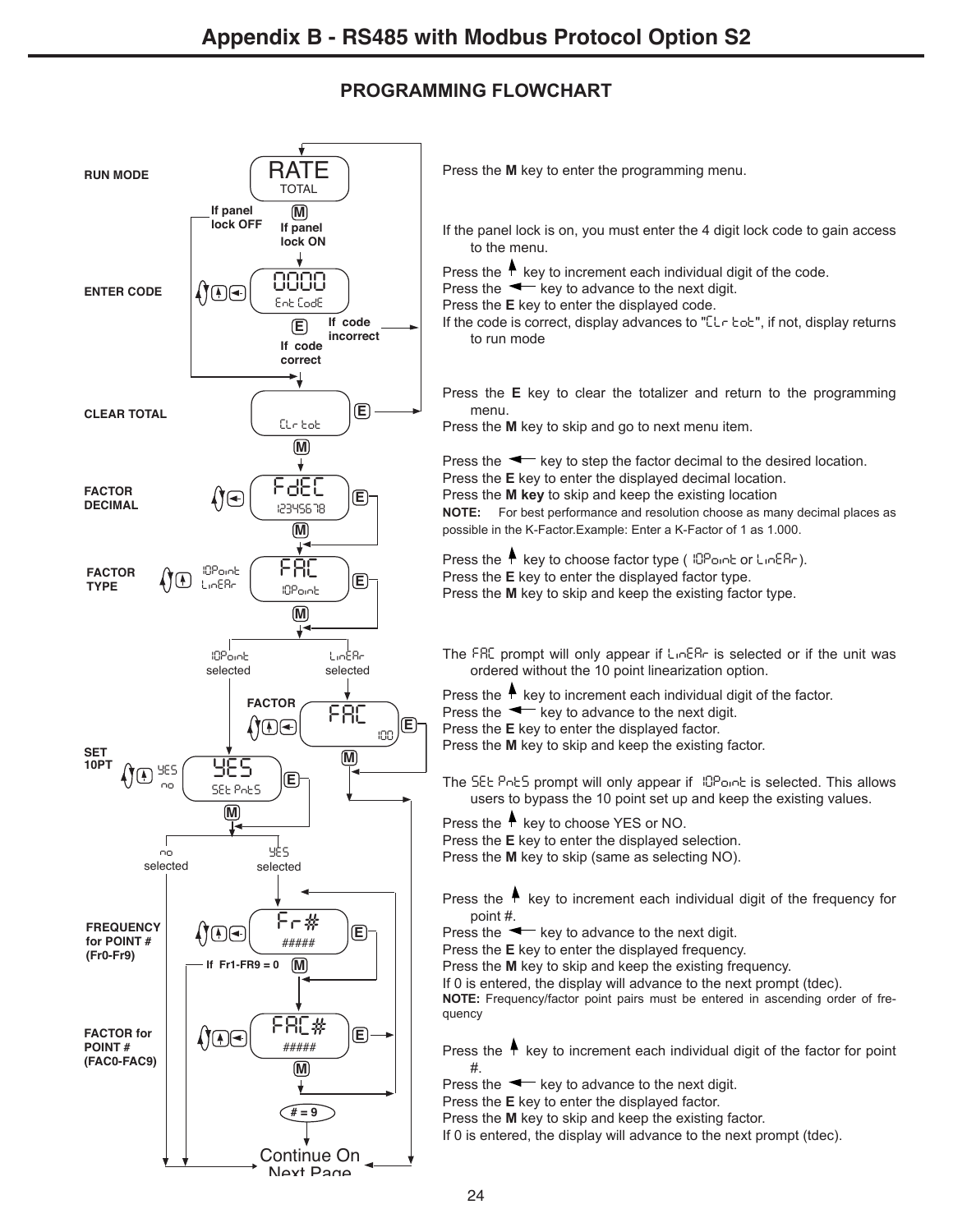# Appendix B - RS485 with Modbus Protocol Option S2

## PROGRAMMING FLOWCHART

**RUN MODE**

Press the **M** key to enter the programming menu.

**ENTER CODE**

If the panel lock is on, you must enter the 4 digit lock code to gain access to the menu.

Press the ↑ key to increment each individual digit of the code.
Press the ← key to advance to the next digit.
Press the **E** key to enter the displayed code.
If the code is correct, display advances to "CLr tot", if not, display returns to run mode

**CLEAR TOTAL**

Press the **E** key to clear the totalizer and return to the programming menu.
Press the **M** key to skip and go to next menu item.

**FACTOR DECIMAL**

Press the ← key to step the factor decimal to the desired location.
Press the **E** key to enter the displayed decimal location.
Press the **M key** to skip and keep the existing location

**NOTE:** For best performance and resolution choose as many decimal places as possible in the K-Factor.Example: Enter a K-Factor of 1 as 1.000.

**FACTOR TYPE**

Press the ↑ key to choose factor type ( 10Point or LinEAr).
Press the **E** key to enter the displayed factor type.
Press the **M** key to skip and keep the existing factor type.

**FACTOR**

The FAC prompt will only appear if LinEAr is selected or if the unit was ordered without the 10 point linearization option.

Press the ↑ key to increment each individual digit of the factor.
Press the ← key to advance to the next digit.
Press the **E** key to enter the displayed factor.
Press the **M** key to skip and keep the existing factor.

**SET 10PT**

The SEt PntS prompt will only appear if 10Point is selected. This allows users to bypass the 10 point set up and keep the existing values.

Press the ↑ key to choose YES or NO.
Press the **E** key to enter the displayed selection.
Press the **M** key to skip (same as selecting NO).

**FREQUENCY for POINT # (Fr0-Fr9)**

Press the ↑ key to increment each individual digit of the frequency for point #.
Press the ← key to advance to the next digit.
Press the **E** key to enter the displayed frequency.
Press the **M** key to skip and keep the existing frequency.
If 0 is entered, the display will advance to the next prompt (tdec).

**NOTE:** Frequency/factor point pairs must be entered in ascending order of frequency

**FACTOR for POINT # (FAC0-FAC9)**

Press the ↑ key to increment each individual digit of the factor for point #.
Press the ← key to advance to the next digit.
Press the **E** key to enter the displayed factor.
Press the **M** key to skip and keep the existing factor.
If 0 is entered, the display will advance to the next prompt (tdec).

Continue On Next Page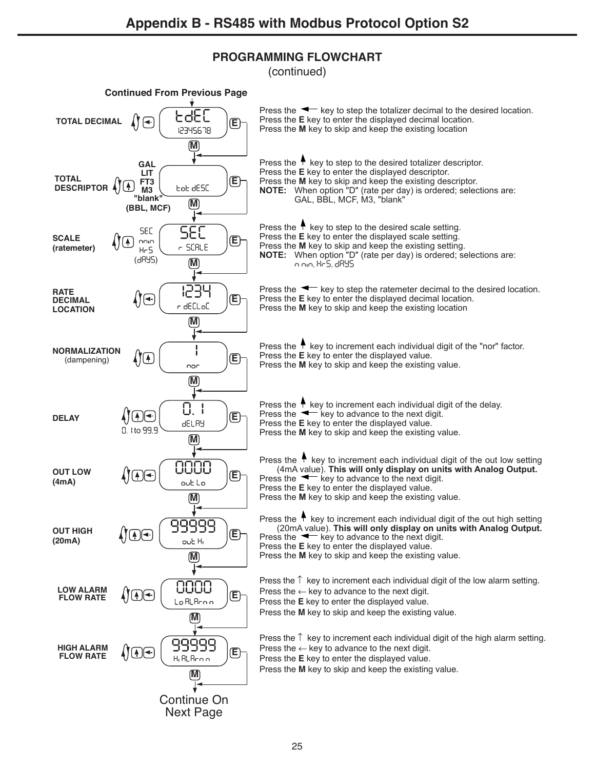# Appendix B - RS485 with Modbus Protocol Option S2

## PROGRAMMING FLOWCHART

(continued)

**Continued From Previous Page**

**TOTAL DECIMAL** — Display: tdEC / 12345678

Press the ← key to step the totalizer decimal to the desired location.
Press the **E** key to enter the displayed decimal location.
Press the **M** key to skip and keep the existing location

**TOTAL DESCRIPTOR** — GAL, LIT, FT3, M3, "blank" (BBL, MCF) — Display: tot dESC

Press the ↑ key to step to the desired totalizer descriptor.
Press the **E** key to enter the displayed descriptor.
Press the **M** key to skip and keep the existing descriptor.
**NOTE:** When option "D" (rate per day) is ordered; selections are: GAL, BBL, MCF, M3, "blank"

**SCALE (ratemeter)** — SEC, min, HrS, (dAYS) — Display: SEC / r SCALE

Press the ↑ key to step to the desired scale setting.
Press the **E** key to enter the displayed scale setting.
Press the **M** key to skip and keep the existing setting.
**NOTE:** When option "D" (rate per day) is ordered; selections are: min, HrS, dAYS

**RATE DECIMAL LOCATION** — Display: 1234 / r dECLoC

Press the ← key to step the ratemeter decimal to the desired location.
Press the **E** key to enter the displayed decimal location.
Press the **M** key to skip and keep the existing location

**NORMALIZATION (dampening)** — Display: 1 / nor

Press the ↑ key to increment each individual digit of the "nor" factor.
Press the **E** key to enter the displayed value.
Press the **M** key to skip and keep the existing value.

**DELAY** — 0.1 to 99.9 — Display: 0.1 / dELAY

Press the ↑ key to increment each individual digit of the delay.
Press the ← key to advance to the next digit.
Press the **E** key to enter the displayed value.
Press the **M** key to skip and keep the existing value.

**OUT LOW (4mA)** — Display: 0000 / out Lo

Press the ↑ key to increment each individual digit of the out low setting (4mA value). **This will only display on units with Analog Output.**
Press the ← key to advance to the next digit.
Press the **E** key to enter the displayed value.
Press the **M** key to skip and keep the existing value.

**OUT HIGH (20mA)** — Display: 99999 / out Hi

Press the ↑ key to increment each individual digit of the out high setting (20mA value). **This will only display on units with Analog Output.**
Press the ← key to advance to the next digit.
Press the **E** key to enter the displayed value.
Press the **M** key to skip and keep the existing value.

**LOW ALARM FLOW RATE** — Display: 0000 / Lo ALArm

Press the ↑ key to increment each individual digit of the low alarm setting.
Press the ← key to advance to the next digit.
Press the **E** key to enter the displayed value.
Press the **M** key to skip and keep the existing value.

**HIGH ALARM FLOW RATE** — Display: 99999 / Hi ALArm

Press the ↑ key to increment each individual digit of the high alarm setting.
Press the ← key to advance to the next digit.
Press the **E** key to enter the displayed value.
Press the **M** key to skip and keep the existing value.

Continue On Next Page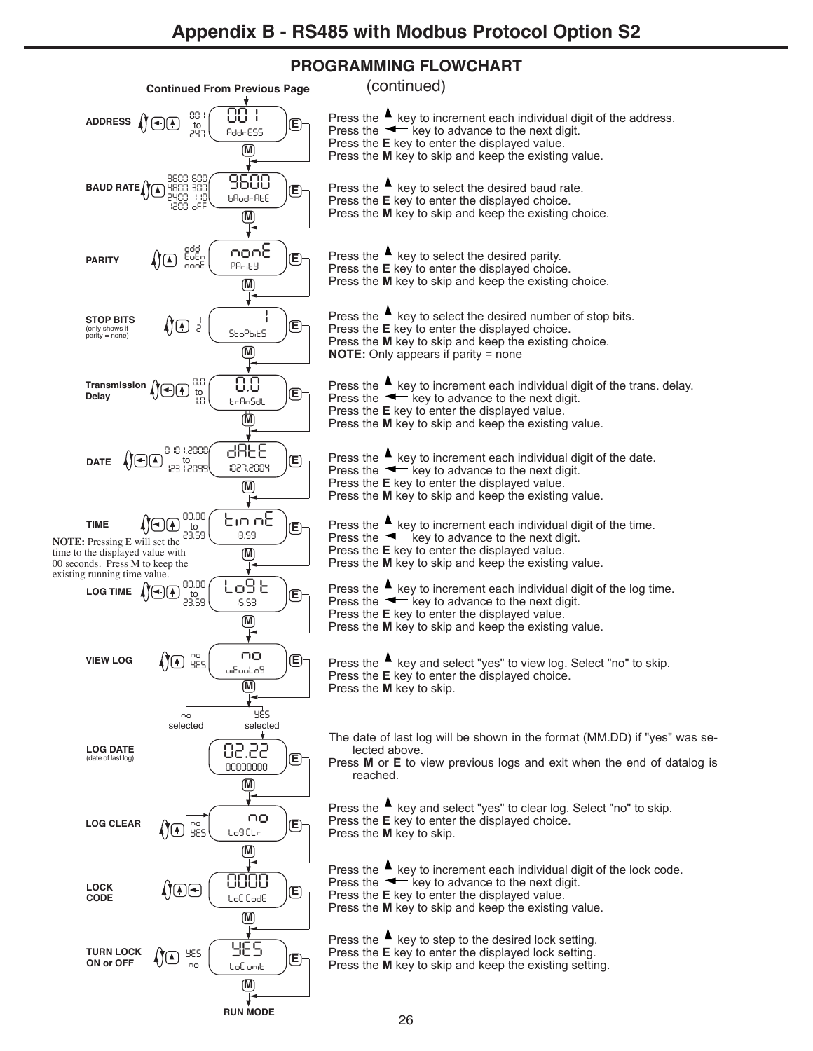# Appendix B - RS485 with Modbus Protocol Option S2

## PROGRAMMING FLOWCHART

(continued)

Continued From Previous Page

**ADDRESS** (001 to 247) — Display: 001 / AddrESS

Press the ↑ key to increment each individual digit of the address.
Press the ← key to advance to the next digit.
Press the **E** key to enter the displayed value.
Press the **M** key to skip and keep the existing value.

**BAUD RATE** (9600, 4800, 2400, 1200, 600, 300, 110, oFF) — Display: 9600 / bAudrAtE

Press the ↑ key to select the desired baud rate.
Press the **E** key to enter the displayed choice.
Press the **M** key to skip and keep the existing choice.

**PARITY** (odd, EvEn, nonE) — Display: nonE / PAritY

Press the ↑ key to select the desired parity.
Press the **E** key to enter the displayed choice.
Press the **M** key to skip and keep the existing choice.

**STOP BITS** (only shows if parity = none) (1, 2) — Display: 1 / StoPbitS

Press the ↑ key to select the desired number of stop bits.
Press the **E** key to enter the displayed choice.
Press the **M** key to skip and keep the existing choice.
**NOTE:** Only appears if parity = none

**Transmission Delay** (0.0 to 1.0) — Display: 0.0 / trAnSdL

Press the ↑ key to increment each individual digit of the trans. delay.
Press the ← key to advance to the next digit.
Press the **E** key to enter the displayed value.
Press the **M** key to skip and keep the existing value.

**DATE** (0101.2000 to 1231.2099) — Display: dAtE / 1027.2004

Press the ↑ key to increment each individual digit of the date.
Press the ← key to advance to the next digit.
Press the **E** key to enter the displayed value.
Press the **M** key to skip and keep the existing value.

**TIME** (00.00 to 23.59) — Display: tinnE / 13.59

**NOTE:** Pressing E will set the time to the displayed value with 00 seconds. Press M to keep the existing running time value.

Press the ↑ key to increment each individual digit of the time.
Press the ← key to advance to the next digit.
Press the **E** key to enter the displayed value.
Press the **M** key to skip and keep the existing value.

**LOG TIME** (00.00 to 23.59) — Display: LoGt / 15.59

Press the ↑ key to increment each individual digit of the log time.
Press the ← key to advance to the next digit.
Press the **E** key to enter the displayed value.
Press the **M** key to skip and keep the existing value.

**VIEW LOG** (no, YES) — Display: no / viEwLoG

Press the ↑ key and select "yes" to view log. Select "no" to skip.
Press the **E** key to enter the displayed choice.
Press the **M** key to skip.

no selected → LOG CLEAR; YES selected → LOG DATE

**LOG DATE** (date of last log) — Display: 02.22 / 00000000

The date of last log will be shown in the format (MM.DD) if "yes" was selected above.
Press **M** or **E** to view previous logs and exit when the end of datalog is reached.

**LOG CLEAR** (no, YES) — Display: no / LoGCLr

Press the ↑ key and select "yes" to clear log. Select "no" to skip.
Press the **E** key to enter the displayed choice.
Press the **M** key to skip.

**LOCK CODE** — Display: 0000 / LoC CodE

Press the ↑ key to increment each individual digit of the lock code.
Press the ← key to advance to the next digit.
Press the **E** key to enter the displayed value.
Press the **M** key to skip and keep the existing value.

**TURN LOCK ON or OFF** (YES, no) — Display: YES / LoC unit

Press the ↑ key to step to the desired lock setting.
Press the **E** key to enter the displayed lock setting.
Press the **M** key to skip and keep the existing setting.

RUN MODE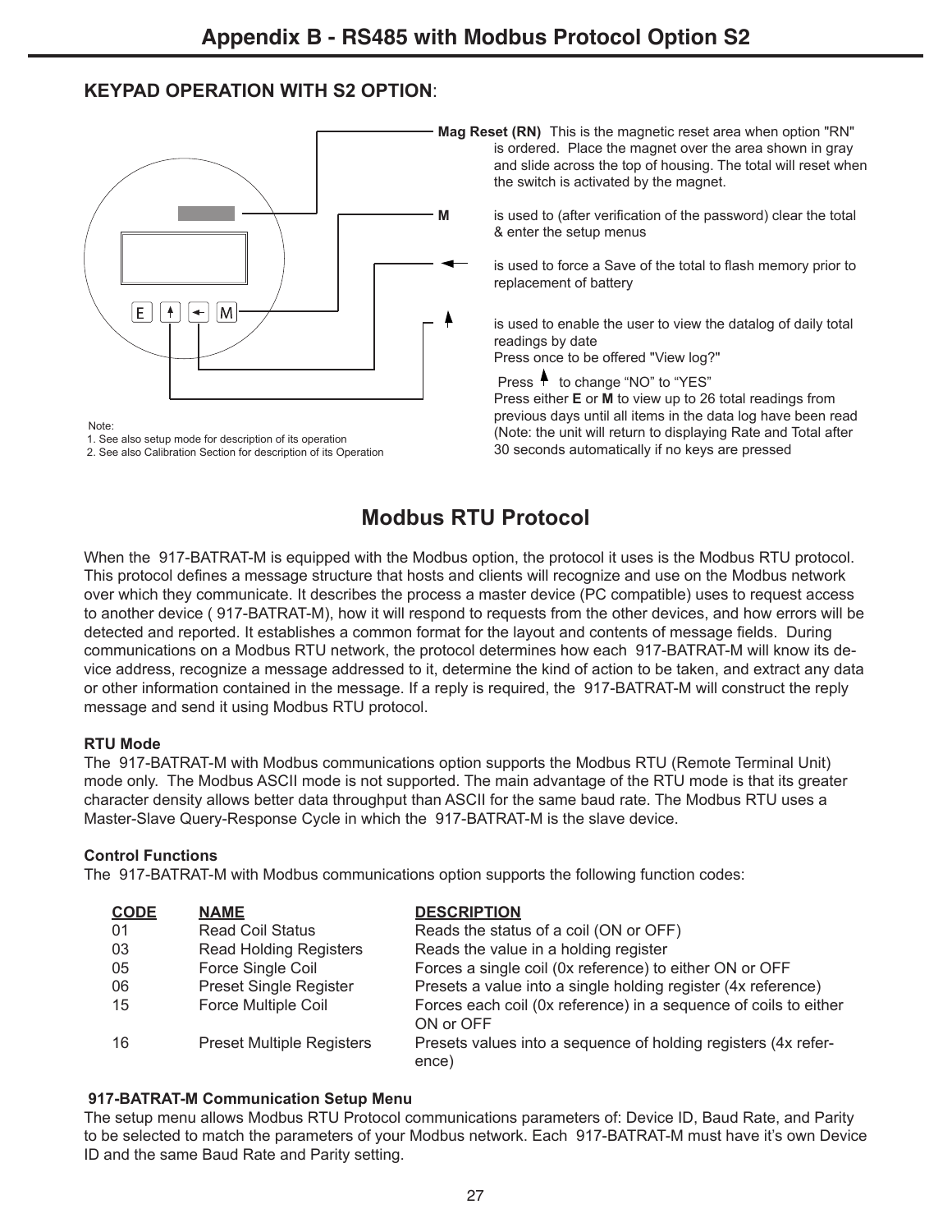# Appendix B - RS485 with Modbus Protocol Option S2

## KEYPAD OPERATION WITH S2 OPTION:

E ↑ ← M

**Mag Reset (RN)** This is the magnetic reset area when option "RN" is ordered. Place the magnet over the area shown in gray and slide across the top of housing. The total will reset when the switch is activated by the magnet.

**M** is used to (after verification of the password) clear the total & enter the setup menus

**←** is used to force a Save of the total to flash memory prior to replacement of battery

**↑** is used to enable the user to view the datalog of daily total readings by date
Press once to be offered "View log?"
Press ↑ to change "NO" to "YES"
Press either **E** or **M** to view up to 26 total readings from previous days until all items in the data log have been read (Note: the unit will return to displaying Rate and Total after 30 seconds automatically if no keys are pressed

Note:
1. See also setup mode for description of its operation
2. See also Calibration Section for description of its Operation

## Modbus RTU Protocol

When the 917-BATRAT-M is equipped with the Modbus option, the protocol it uses is the Modbus RTU protocol. This protocol defines a message structure that hosts and clients will recognize and use on the Modbus network over which they communicate. It describes the process a master device (PC compatible) uses to request access to another device ( 917-BATRAT-M), how it will respond to requests from the other devices, and how errors will be detected and reported. It establishes a common format for the layout and contents of message fields. During communications on a Modbus RTU network, the protocol determines how each 917-BATRAT-M will know its device address, recognize a message addressed to it, determine the kind of action to be taken, and extract any data or other information contained in the message. If a reply is required, the 917-BATRAT-M will construct the reply message and send it using Modbus RTU protocol.

**RTU Mode**
The 917-BATRAT-M with Modbus communications option supports the Modbus RTU (Remote Terminal Unit) mode only. The Modbus ASCII mode is not supported. The main advantage of the RTU mode is that its greater character density allows better data throughput than ASCII for the same baud rate. The Modbus RTU uses a Master-Slave Query-Response Cycle in which the 917-BATRAT-M is the slave device.

**Control Functions**
The 917-BATRAT-M with Modbus communications option supports the following function codes:

| CODE | NAME | DESCRIPTION |
|---|---|---|
| 01 | Read Coil Status | Reads the status of a coil (ON or OFF) |
| 03 | Read Holding Registers | Reads the value in a holding register |
| 05 | Force Single Coil | Forces a single coil (0x reference) to either ON or OFF |
| 06 | Preset Single Register | Presets a value into a single holding register (4x reference) |
| 15 | Force Multiple Coil | Forces each coil (0x reference) in a sequence of coils to either ON or OFF |
| 16 | Preset Multiple Registers | Presets values into a sequence of holding registers (4x reference) |

**917-BATRAT-M Communication Setup Menu**
The setup menu allows Modbus RTU Protocol communications parameters of: Device ID, Baud Rate, and Parity to be selected to match the parameters of your Modbus network. Each 917-BATRAT-M must have it's own Device ID and the same Baud Rate and Parity setting.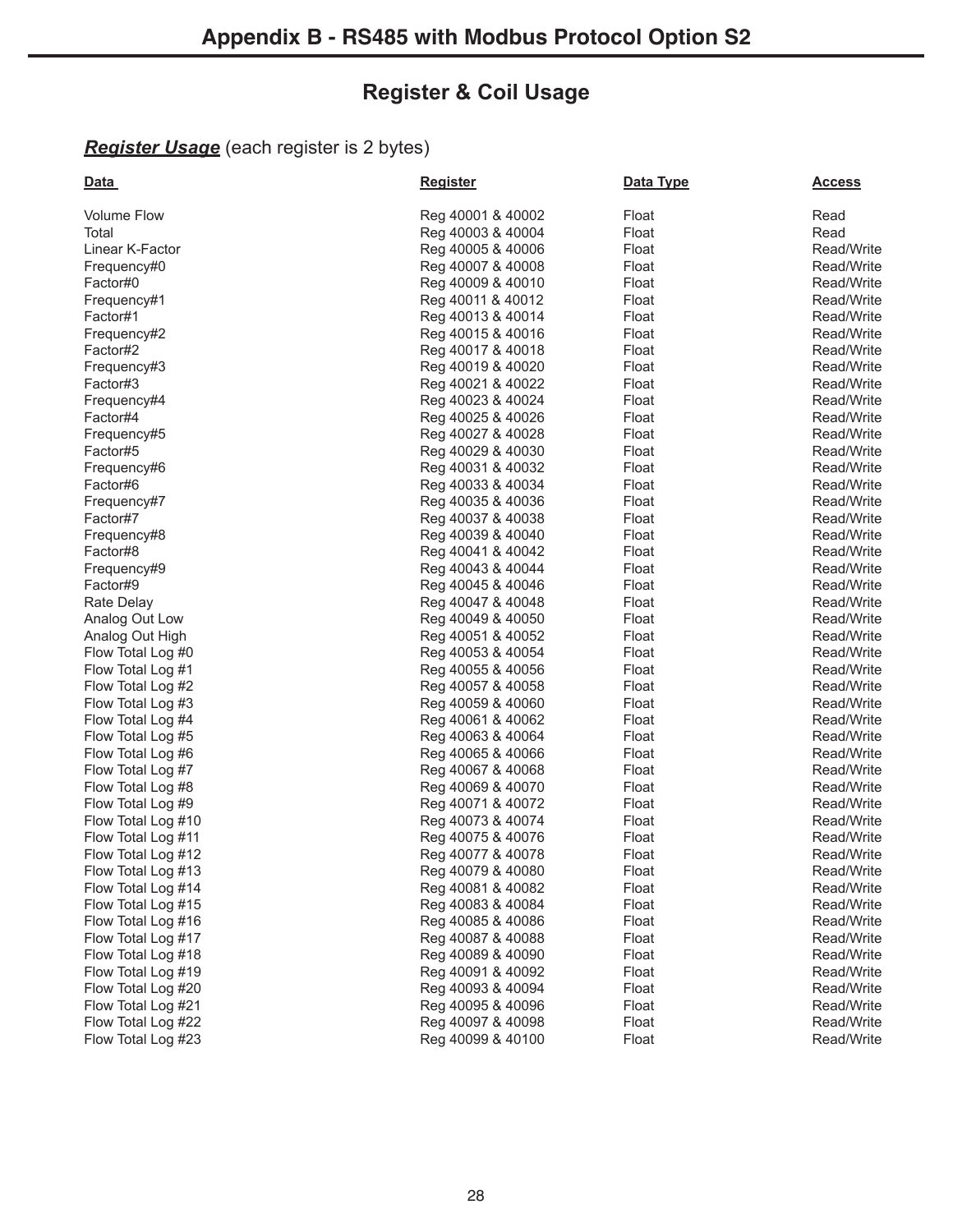# Appendix B - RS485 with Modbus Protocol Option S2

## Register & Coil Usage

### ***Register Usage*** (each register is 2 bytes)

| Data | Register | Data Type | Access |
|---|---|---|---|
| Volume Flow | Reg 40001 & 40002 | Float | Read |
| Total | Reg 40003 & 40004 | Float | Read |
| Linear K-Factor | Reg 40005 & 40006 | Float | Read/Write |
| Frequency#0 | Reg 40007 & 40008 | Float | Read/Write |
| Factor#0 | Reg 40009 & 40010 | Float | Read/Write |
| Frequency#1 | Reg 40011 & 40012 | Float | Read/Write |
| Factor#1 | Reg 40013 & 40014 | Float | Read/Write |
| Frequency#2 | Reg 40015 & 40016 | Float | Read/Write |
| Factor#2 | Reg 40017 & 40018 | Float | Read/Write |
| Frequency#3 | Reg 40019 & 40020 | Float | Read/Write |
| Factor#3 | Reg 40021 & 40022 | Float | Read/Write |
| Frequency#4 | Reg 40023 & 40024 | Float | Read/Write |
| Factor#4 | Reg 40025 & 40026 | Float | Read/Write |
| Frequency#5 | Reg 40027 & 40028 | Float | Read/Write |
| Factor#5 | Reg 40029 & 40030 | Float | Read/Write |
| Frequency#6 | Reg 40031 & 40032 | Float | Read/Write |
| Factor#6 | Reg 40033 & 40034 | Float | Read/Write |
| Frequency#7 | Reg 40035 & 40036 | Float | Read/Write |
| Factor#7 | Reg 40037 & 40038 | Float | Read/Write |
| Frequency#8 | Reg 40039 & 40040 | Float | Read/Write |
| Factor#8 | Reg 40041 & 40042 | Float | Read/Write |
| Frequency#9 | Reg 40043 & 40044 | Float | Read/Write |
| Factor#9 | Reg 40045 & 40046 | Float | Read/Write |
| Rate Delay | Reg 40047 & 40048 | Float | Read/Write |
| Analog Out Low | Reg 40049 & 40050 | Float | Read/Write |
| Analog Out High | Reg 40051 & 40052 | Float | Read/Write |
| Flow Total Log #0 | Reg 40053 & 40054 | Float | Read/Write |
| Flow Total Log #1 | Reg 40055 & 40056 | Float | Read/Write |
| Flow Total Log #2 | Reg 40057 & 40058 | Float | Read/Write |
| Flow Total Log #3 | Reg 40059 & 40060 | Float | Read/Write |
| Flow Total Log #4 | Reg 40061 & 40062 | Float | Read/Write |
| Flow Total Log #5 | Reg 40063 & 40064 | Float | Read/Write |
| Flow Total Log #6 | Reg 40065 & 40066 | Float | Read/Write |
| Flow Total Log #7 | Reg 40067 & 40068 | Float | Read/Write |
| Flow Total Log #8 | Reg 40069 & 40070 | Float | Read/Write |
| Flow Total Log #9 | Reg 40071 & 40072 | Float | Read/Write |
| Flow Total Log #10 | Reg 40073 & 40074 | Float | Read/Write |
| Flow Total Log #11 | Reg 40075 & 40076 | Float | Read/Write |
| Flow Total Log #12 | Reg 40077 & 40078 | Float | Read/Write |
| Flow Total Log #13 | Reg 40079 & 40080 | Float | Read/Write |
| Flow Total Log #14 | Reg 40081 & 40082 | Float | Read/Write |
| Flow Total Log #15 | Reg 40083 & 40084 | Float | Read/Write |
| Flow Total Log #16 | Reg 40085 & 40086 | Float | Read/Write |
| Flow Total Log #17 | Reg 40087 & 40088 | Float | Read/Write |
| Flow Total Log #18 | Reg 40089 & 40090 | Float | Read/Write |
| Flow Total Log #19 | Reg 40091 & 40092 | Float | Read/Write |
| Flow Total Log #20 | Reg 40093 & 40094 | Float | Read/Write |
| Flow Total Log #21 | Reg 40095 & 40096 | Float | Read/Write |
| Flow Total Log #22 | Reg 40097 & 40098 | Float | Read/Write |
| Flow Total Log #23 | Reg 40099 & 40100 | Float | Read/Write |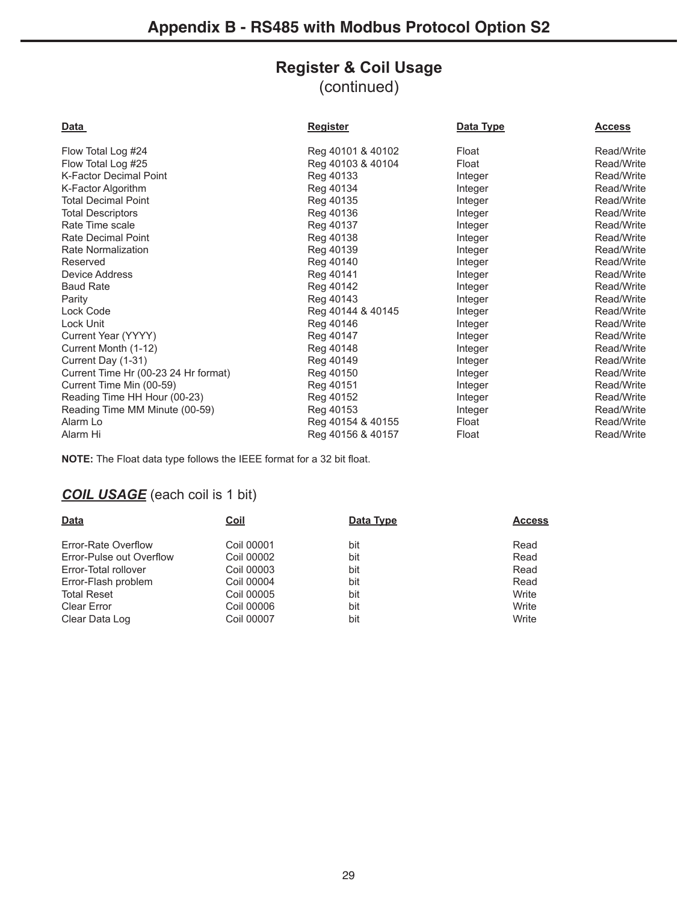# Appendix B - RS485 with Modbus Protocol Option S2

## Register & Coil Usage
(continued)

| Data | Register | Data Type | Access |
|---|---|---|---|
| Flow Total Log #24 | Reg 40101 & 40102 | Float | Read/Write |
| Flow Total Log #25 | Reg 40103 & 40104 | Float | Read/Write |
| K-Factor Decimal Point | Reg 40133 | Integer | Read/Write |
| K-Factor Algorithm | Reg 40134 | Integer | Read/Write |
| Total Decimal Point | Reg 40135 | Integer | Read/Write |
| Total Descriptors | Reg 40136 | Integer | Read/Write |
| Rate Time scale | Reg 40137 | Integer | Read/Write |
| Rate Decimal Point | Reg 40138 | Integer | Read/Write |
| Rate Normalization | Reg 40139 | Integer | Read/Write |
| Reserved | Reg 40140 | Integer | Read/Write |
| Device Address | Reg 40141 | Integer | Read/Write |
| Baud Rate | Reg 40142 | Integer | Read/Write |
| Parity | Reg 40143 | Integer | Read/Write |
| Lock Code | Reg 40144 & 40145 | Integer | Read/Write |
| Lock Unit | Reg 40146 | Integer | Read/Write |
| Current Year (YYYY) | Reg 40147 | Integer | Read/Write |
| Current Month (1-12) | Reg 40148 | Integer | Read/Write |
| Current Day (1-31) | Reg 40149 | Integer | Read/Write |
| Current Time Hr (00-23 24 Hr format) | Reg 40150 | Integer | Read/Write |
| Current Time Min (00-59) | Reg 40151 | Integer | Read/Write |
| Reading Time HH Hour (00-23) | Reg 40152 | Integer | Read/Write |
| Reading Time MM Minute (00-59) | Reg 40153 | Integer | Read/Write |
| Alarm Lo | Reg 40154 & 40155 | Float | Read/Write |
| Alarm Hi | Reg 40156 & 40157 | Float | Read/Write |

**NOTE:** The Float data type follows the IEEE format for a 32 bit float.

### ***COIL USAGE*** (each coil is 1 bit)

| Data | Coil | Data Type | Access |
|---|---|---|---|
| Error-Rate Overflow | Coil 00001 | bit | Read |
| Error-Pulse out Overflow | Coil 00002 | bit | Read |
| Error-Total rollover | Coil 00003 | bit | Read |
| Error-Flash problem | Coil 00004 | bit | Read |
| Total Reset | Coil 00005 | bit | Write |
| Clear Error | Coil 00006 | bit | Write |
| Clear Data Log | Coil 00007 | bit | Write |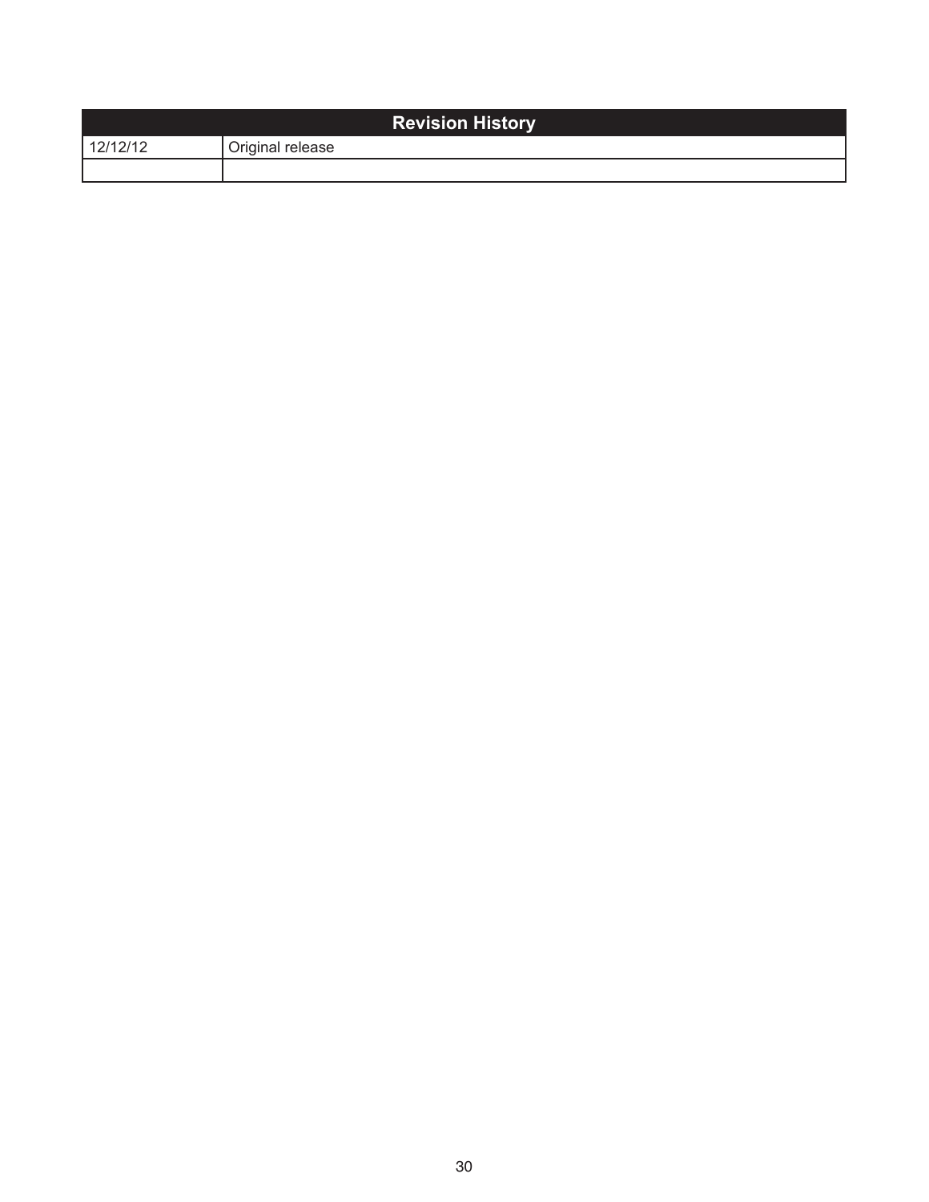| Revision History | |
|---|---|
| 12/12/12 | Original release |
| | |